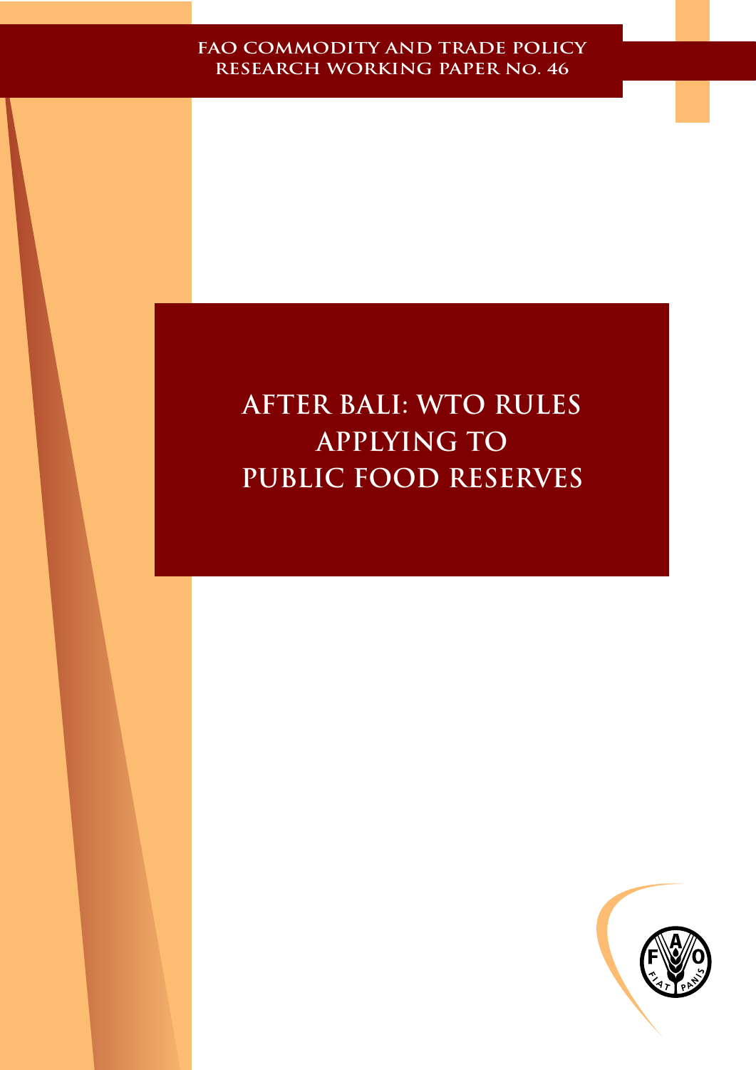FAO COMMODITY AND TRADE POLICY RESEARCH WORKING PAPER NO. 46

# AFTER BALI: WTO RULES APPLYING TO PUBLIC FOOD RESERVES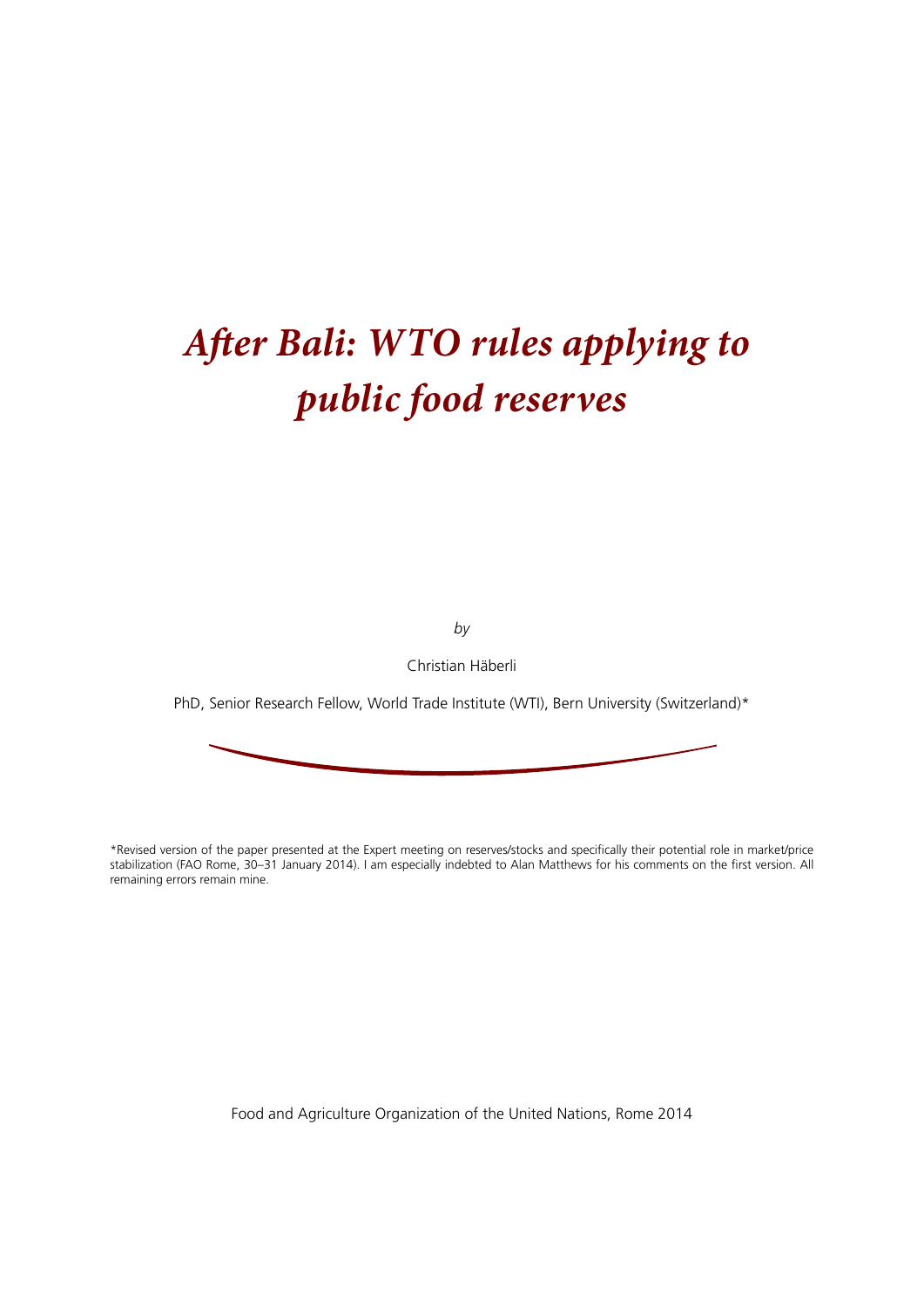# *After Bali: WTO rules applying to public food reserves*

*by*

Christian Häberli

PhD, Senior Research Fellow, World Trade Institute (WTI), Bern University (Switzerland)*

*Revised version of the paper presented at the Expert meeting on reserves/stocks and specifically their potential role in market/price stabilization (FAO Rome, 30–31 January 2014). I am especially indebted to Alan Matthews for his comments on the first version. All remaining errors remain mine.

Food and Agriculture Organization of the United Nations, Rome 2014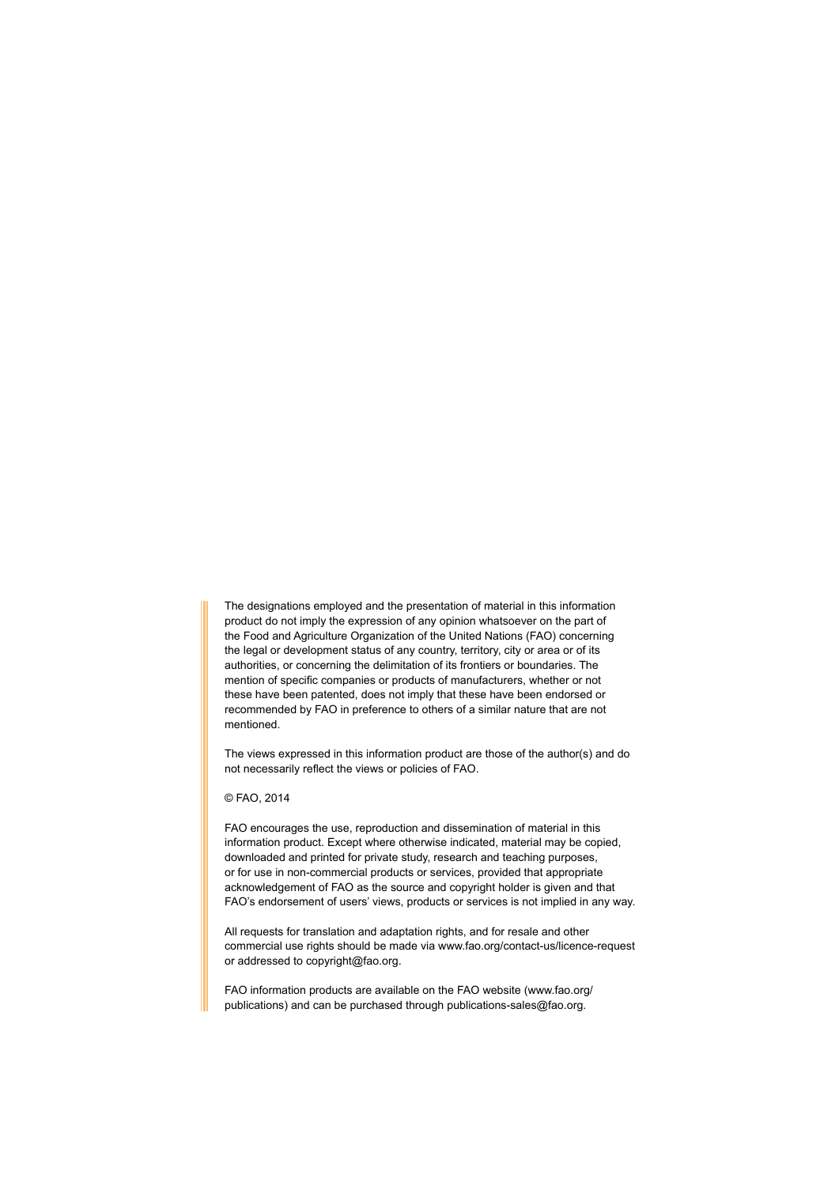The designations employed and the presentation of material in this information product do not imply the expression of any opinion whatsoever on the part of the Food and Agriculture Organization of the United Nations (FAO) concerning the legal or development status of any country, territory, city or area or of its authorities, or concerning the delimitation of its frontiers or boundaries. The mention of specific companies or products of manufacturers, whether or not these have been patented, does not imply that these have been endorsed or recommended by FAO in preference to others of a similar nature that are not mentioned.

The views expressed in this information product are those of the author(s) and do not necessarily reflect the views or policies of FAO.

© FAO, 2014

FAO encourages the use, reproduction and dissemination of material in this information product. Except where otherwise indicated, material may be copied, downloaded and printed for private study, research and teaching purposes, or for use in non-commercial products or services, provided that appropriate acknowledgement of FAO as the source and copyright holder is given and that FAO's endorsement of users' views, products or services is not implied in any way.

All requests for translation and adaptation rights, and for resale and other commercial use rights should be made via www.fao.org/contact-us/licence-request or addressed to copyright@fao.org.

FAO information products are available on the FAO website (www.fao.org/publications) and can be purchased through publications-sales@fao.org.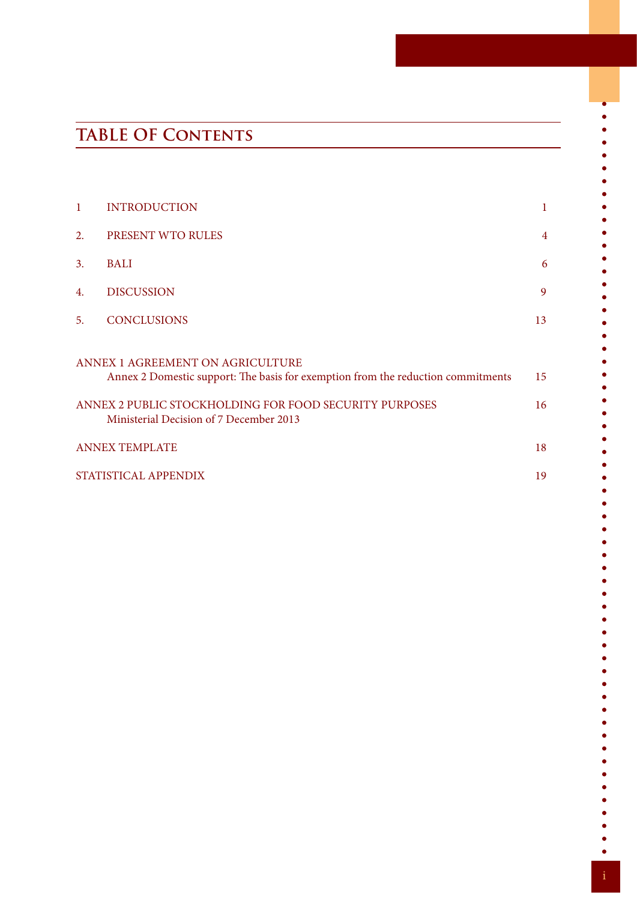# TABLE OF CONTENTS

| | | |
|---|---|---|
| 1 | INTRODUCTION | 1 |
| 2. | PRESENT WTO RULES | 4 |
| 3. | BALI | 6 |
| 4. | DISCUSSION | 9 |
| 5. | CONCLUSIONS | 13 |

ANNEX 1 AGREEMENT ON AGRICULTURE
Annex 2 Domestic support: The basis for exemption from the reduction commitments 15

ANNEX 2 PUBLIC STOCKHOLDING FOR FOOD SECURITY PURPOSES 16
Ministerial Decision of 7 December 2013

ANNEX TEMPLATE 18

STATISTICAL APPENDIX 19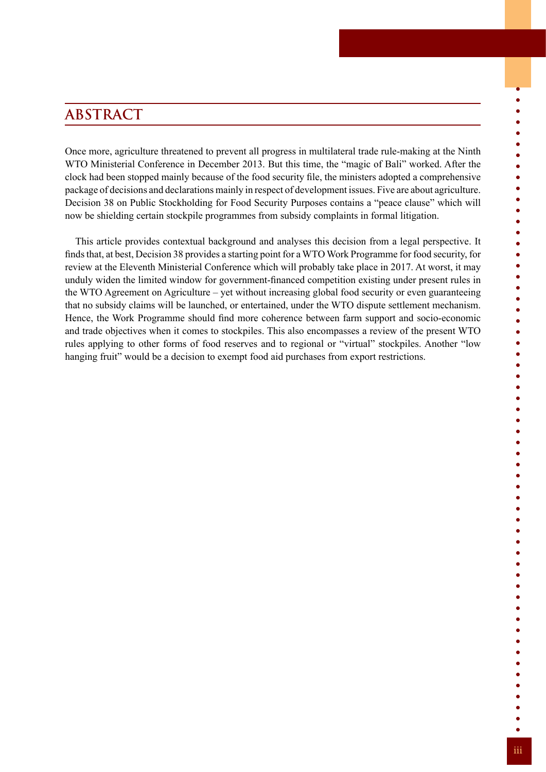## ABSTRACT

Once more, agriculture threatened to prevent all progress in multilateral trade rule-making at the Ninth WTO Ministerial Conference in December 2013. But this time, the "magic of Bali" worked. After the clock had been stopped mainly because of the food security file, the ministers adopted a comprehensive package of decisions and declarations mainly in respect of development issues. Five are about agriculture. Decision 38 on Public Stockholding for Food Security Purposes contains a "peace clause" which will now be shielding certain stockpile programmes from subsidy complaints in formal litigation.

This article provides contextual background and analyses this decision from a legal perspective. It finds that, at best, Decision 38 provides a starting point for a WTO Work Programme for food security, for review at the Eleventh Ministerial Conference which will probably take place in 2017. At worst, it may unduly widen the limited window for government-financed competition existing under present rules in the WTO Agreement on Agriculture – yet without increasing global food security or even guaranteeing that no subsidy claims will be launched, or entertained, under the WTO dispute settlement mechanism. Hence, the Work Programme should find more coherence between farm support and socio-economic and trade objectives when it comes to stockpiles. This also encompasses a review of the present WTO rules applying to other forms of food reserves and to regional or "virtual" stockpiles. Another "low hanging fruit" would be a decision to exempt food aid purchases from export restrictions.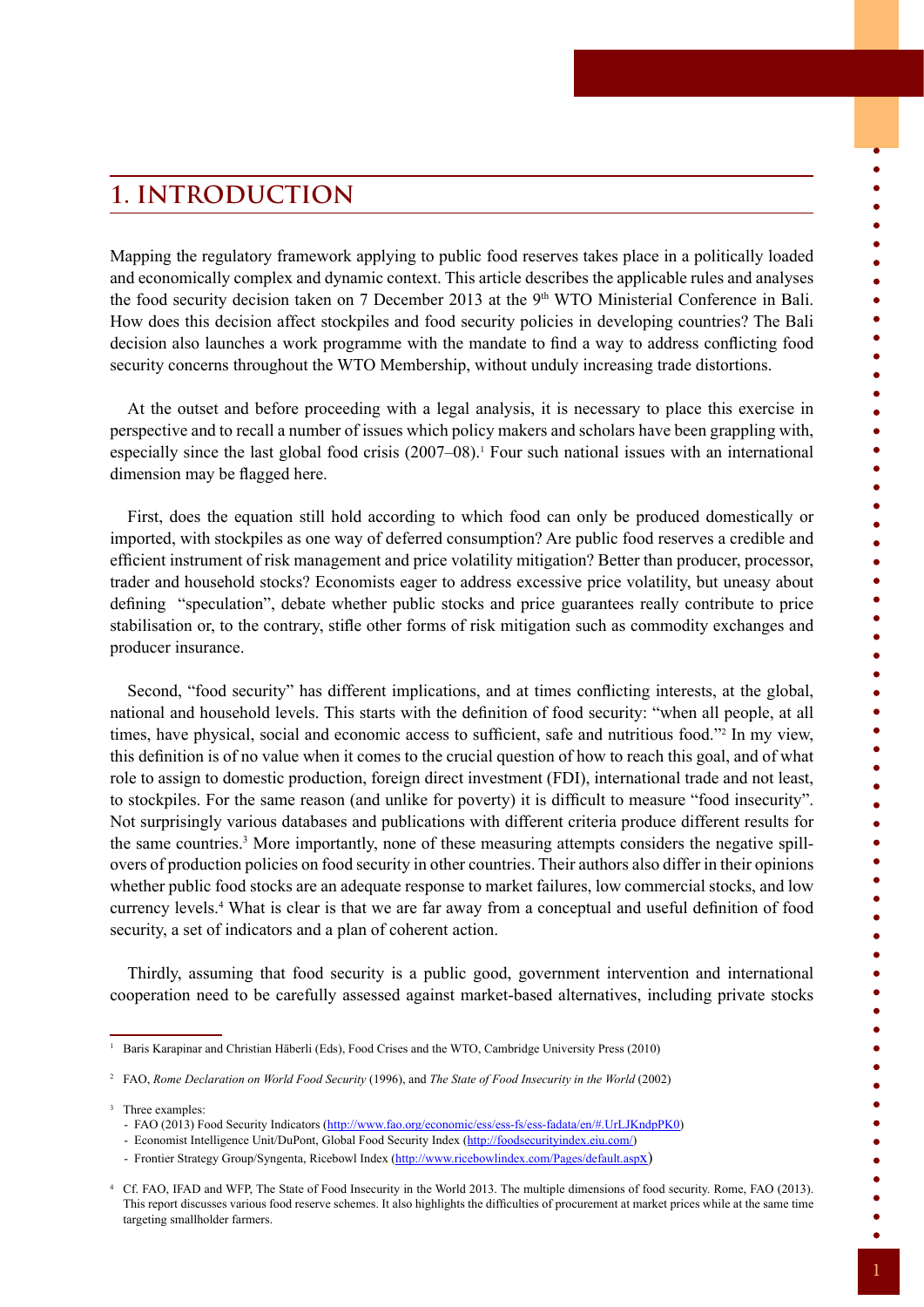# 1. INTRODUCTION

Mapping the regulatory framework applying to public food reserves takes place in a politically loaded and economically complex and dynamic context. This article describes the applicable rules and analyses the food security decision taken on 7 December 2013 at the 9th WTO Ministerial Conference in Bali. How does this decision affect stockpiles and food security policies in developing countries? The Bali decision also launches a work programme with the mandate to find a way to address conflicting food security concerns throughout the WTO Membership, without unduly increasing trade distortions.

At the outset and before proceeding with a legal analysis, it is necessary to place this exercise in perspective and to recall a number of issues which policy makers and scholars have been grappling with, especially since the last global food crisis (2007–08).[1] Four such national issues with an international dimension may be flagged here.

First, does the equation still hold according to which food can only be produced domestically or imported, with stockpiles as one way of deferred consumption? Are public food reserves a credible and efficient instrument of risk management and price volatility mitigation? Better than producer, processor, trader and household stocks? Economists eager to address excessive price volatility, but uneasy about defining "speculation", debate whether public stocks and price guarantees really contribute to price stabilisation or, to the contrary, stifle other forms of risk mitigation such as commodity exchanges and producer insurance.

Second, "food security" has different implications, and at times conflicting interests, at the global, national and household levels. This starts with the definition of food security: "when all people, at all times, have physical, social and economic access to sufficient, safe and nutritious food."[2] In my view, this definition is of no value when it comes to the crucial question of how to reach this goal, and of what role to assign to domestic production, foreign direct investment (FDI), international trade and not least, to stockpiles. For the same reason (and unlike for poverty) it is difficult to measure "food insecurity". Not surprisingly various databases and publications with different criteria produce different results for the same countries.[3] More importantly, none of these measuring attempts considers the negative spill-overs of production policies on food security in other countries. Their authors also differ in their opinions whether public food stocks are an adequate response to market failures, low commercial stocks, and low currency levels.[4] What is clear is that we are far away from a conceptual and useful definition of food security, a set of indicators and a plan of coherent action.

Thirdly, assuming that food security is a public good, government intervention and international cooperation need to be carefully assessed against market-based alternatives, including private stocks

---

[1] Baris Karapinar and Christian Häberli (Eds), Food Crises and the WTO, Cambridge University Press (2010)

[2] FAO, *Rome Declaration on World Food Security* (1996), and *The State of Food Insecurity in the World* (2002)

[3] Three examples:
- FAO (2013) Food Security Indicators (http://www.fao.org/economic/ess/ess-fs/ess-fadata/en/#.UrLJKndpPK0)
- Economist Intelligence Unit/DuPont, Global Food Security Index (http://foodsecurityindex.eiu.com/)
- Frontier Strategy Group/Syngenta, Ricebowl Index (http://www.ricebowlindex.com/Pages/default.aspx)

[4] Cf. FAO, IFAD and WFP, The State of Food Insecurity in the World 2013. The multiple dimensions of food security. Rome, FAO (2013). This report discusses various food reserve schemes. It also highlights the difficulties of procurement at market prices while at the same time targeting smallholder farmers.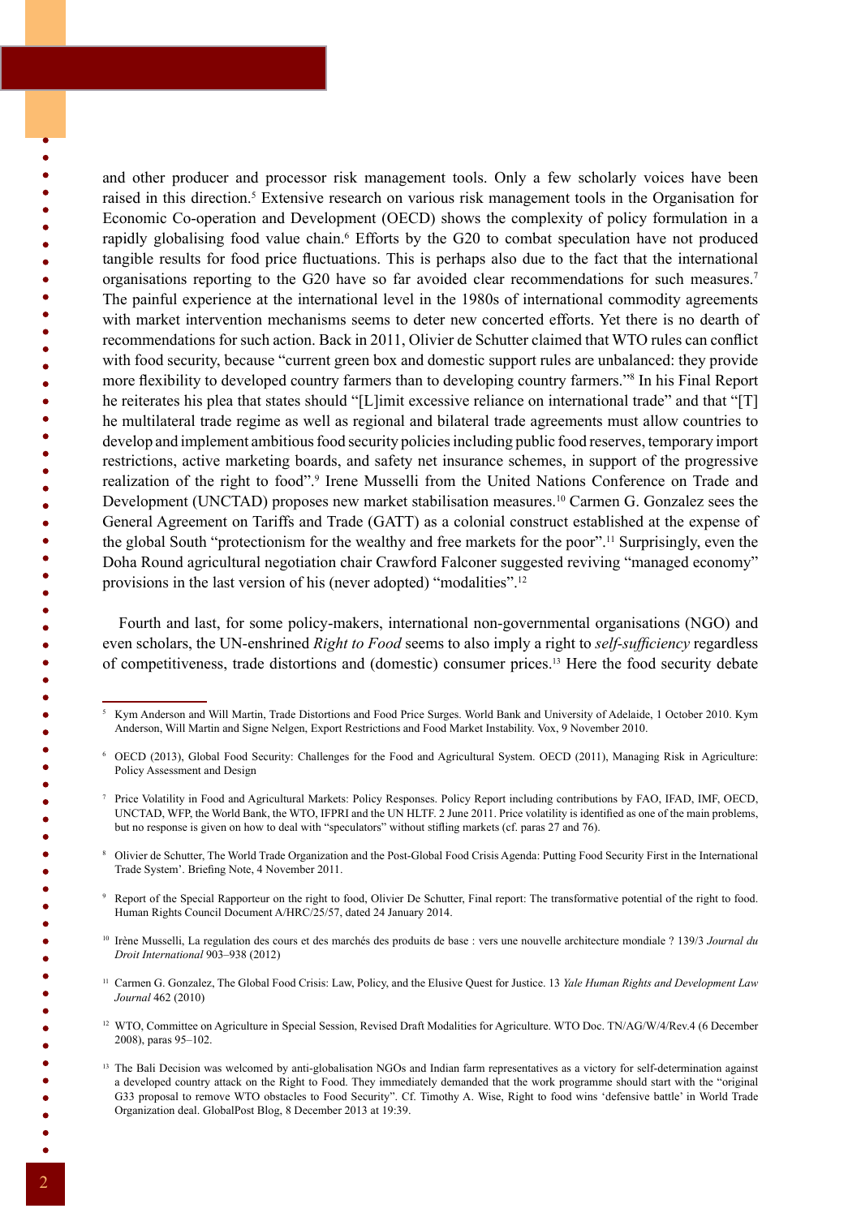and other producer and processor risk management tools. Only a few scholarly voices have been raised in this direction.[5] Extensive research on various risk management tools in the Organisation for Economic Co-operation and Development (OECD) shows the complexity of policy formulation in a rapidly globalising food value chain.[6] Efforts by the G20 to combat speculation have not produced tangible results for food price fluctuations. This is perhaps also due to the fact that the international organisations reporting to the G20 have so far avoided clear recommendations for such measures.[7] The painful experience at the international level in the 1980s of international commodity agreements with market intervention mechanisms seems to deter new concerted efforts. Yet there is no dearth of recommendations for such action. Back in 2011, Olivier de Schutter claimed that WTO rules can conflict with food security, because "current green box and domestic support rules are unbalanced: they provide more flexibility to developed country farmers than to developing country farmers."[8] In his Final Report he reiterates his plea that states should "[L]imit excessive reliance on international trade" and that "[T]he multilateral trade regime as well as regional and bilateral trade agreements must allow countries to develop and implement ambitious food security policies including public food reserves, temporary import restrictions, active marketing boards, and safety net insurance schemes, in support of the progressive realization of the right to food".[9] Irene Musselli from the United Nations Conference on Trade and Development (UNCTAD) proposes new market stabilisation measures.[10] Carmen G. Gonzalez sees the General Agreement on Tariffs and Trade (GATT) as a colonial construct established at the expense of the global South "protectionism for the wealthy and free markets for the poor".[11] Surprisingly, even the Doha Round agricultural negotiation chair Crawford Falconer suggested reviving "managed economy" provisions in the last version of his (never adopted) "modalities".[12]

Fourth and last, for some policy-makers, international non-governmental organisations (NGO) and even scholars, the UN-enshrined *Right to Food* seems to also imply a right to *self-sufficiency* regardless of competitiveness, trade distortions and (domestic) consumer prices.[13] Here the food security debate

---

[5] Kym Anderson and Will Martin, Trade Distortions and Food Price Surges. World Bank and University of Adelaide, 1 October 2010. Kym Anderson, Will Martin and Signe Nelgen, Export Restrictions and Food Market Instability. Vox, 9 November 2010.

[6] OECD (2013), Global Food Security: Challenges for the Food and Agricultural System. OECD (2011), Managing Risk in Agriculture: Policy Assessment and Design

[7] Price Volatility in Food and Agricultural Markets: Policy Responses. Policy Report including contributions by FAO, IFAD, IMF, OECD, UNCTAD, WFP, the World Bank, the WTO, IFPRI and the UN HLTF. 2 June 2011. Price volatility is identified as one of the main problems, but no response is given on how to deal with "speculators" without stifling markets (cf. paras 27 and 76).

[8] Olivier de Schutter, The World Trade Organization and the Post-Global Food Crisis Agenda: Putting Food Security First in the International Trade System'. Briefing Note, 4 November 2011.

[9] Report of the Special Rapporteur on the right to food, Olivier De Schutter, Final report: The transformative potential of the right to food. Human Rights Council Document A/HRC/25/57, dated 24 January 2014.

[10] Irène Musselli, La regulation des cours et des marchés des produits de base : vers une nouvelle architecture mondiale ? 139/3 *Journal du Droit International* 903–938 (2012)

[11] Carmen G. Gonzalez, The Global Food Crisis: Law, Policy, and the Elusive Quest for Justice. 13 *Yale Human Rights and Development Law Journal* 462 (2010)

[12] WTO, Committee on Agriculture in Special Session, Revised Draft Modalities for Agriculture. WTO Doc. TN/AG/W/4/Rev.4 (6 December 2008), paras 95–102.

[13] The Bali Decision was welcomed by anti-globalisation NGOs and Indian farm representatives as a victory for self-determination against a developed country attack on the Right to Food. They immediately demanded that the work programme should start with the "original G33 proposal to remove WTO obstacles to Food Security". Cf. Timothy A. Wise, Right to food wins 'defensive battle' in World Trade Organization deal. GlobalPost Blog, 8 December 2013 at 19:39.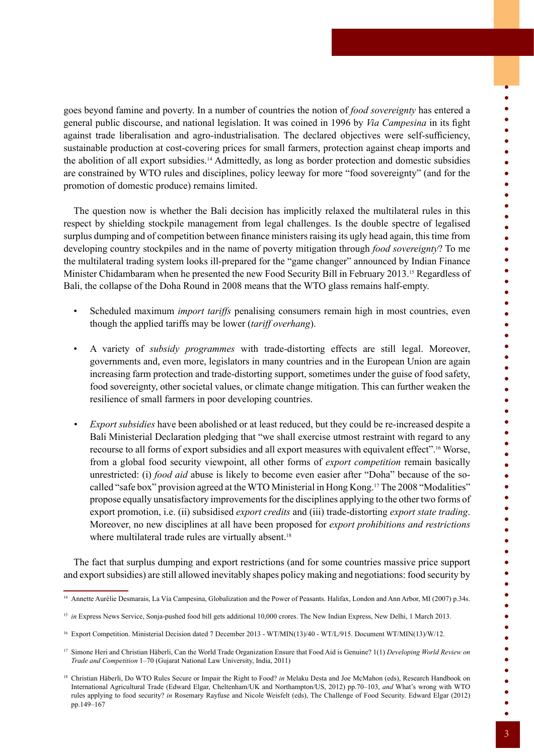goes beyond famine and poverty. In a number of countries the notion of *food sovereignty* has entered a general public discourse, and national legislation. It was coined in 1996 by *Via Campesina* in its fight against trade liberalisation and agro-industrialisation. The declared objectives were self-sufficiency, sustainable production at cost-covering prices for small farmers, protection against cheap imports and the abolition of all export subsidies.[14] Admittedly, as long as border protection and domestic subsidies are constrained by WTO rules and disciplines, policy leeway for more "food sovereignty" (and for the promotion of domestic produce) remains limited.

The question now is whether the Bali decision has implicitly relaxed the multilateral rules in this respect by shielding stockpile management from legal challenges. Is the double spectre of legalised surplus dumping and of competition between finance ministers raising its ugly head again, this time from developing country stockpiles and in the name of poverty mitigation through *food sovereignty*? To me the multilateral trading system looks ill-prepared for the "game changer" announced by Indian Finance Minister Chidambaram when he presented the new Food Security Bill in February 2013.[15] Regardless of Bali, the collapse of the Doha Round in 2008 means that the WTO glass remains half-empty.

- Scheduled maximum *import tariffs* penalising consumers remain high in most countries, even though the applied tariffs may be lower (*tariff overhang*).
- A variety of *subsidy programmes* with trade-distorting effects are still legal. Moreover, governments and, even more, legislators in many countries and in the European Union are again increasing farm protection and trade-distorting support, sometimes under the guise of food safety, food sovereignty, other societal values, or climate change mitigation. This can further weaken the resilience of small farmers in poor developing countries.
- *Export subsidies* have been abolished or at least reduced, but they could be re-increased despite a Bali Ministerial Declaration pledging that "we shall exercise utmost restraint with regard to any recourse to all forms of export subsidies and all export measures with equivalent effect".[16] Worse, from a global food security viewpoint, all other forms of *export competition* remain basically unrestricted: (i) *food aid* abuse is likely to become even easier after "Doha" because of the so-called "safe box" provision agreed at the WTO Ministerial in Hong Kong.[17] The 2008 "Modalities" propose equally unsatisfactory improvements for the disciplines applying to the other two forms of export promotion, i.e. (ii) subsidised *export credits* and (iii) trade-distorting *export state trading*. Moreover, no new disciplines at all have been proposed for *export prohibitions and restrictions* where multilateral trade rules are virtually absent.[18]

The fact that surplus dumping and export restrictions (and for some countries massive price support and export subsidies) are still allowed inevitably shapes policy making and negotiations: food security by

---

[14] Annette Aurélie Desmarais, La Vía Campesina, Globalization and the Power of Peasants. Halifax, London and Ann Arbor, MI (2007) p.34s.

[15] *in* Express News Service, Sonja-pushed food bill gets additional 10,000 crores. The New Indian Express, New Delhi, 1 March 2013.

[16] Export Competition. Ministerial Decision dated 7 December 2013 - WT/MIN(13)/40 - WT/L/915. Document WT/MIN(13)/W/12.

[17] Simone Heri and Christian Häberli, Can the World Trade Organization Ensure that Food Aid is Genuine? 1(1) *Developing World Review on Trade and Competition* 1–70 (Gujarat National Law University, India, 2011)

[18] Christian Häberli, Do WTO Rules Secure or Impair the Right to Food? *in* Melaku Desta and Joe McMahon (eds), Research Handbook on International Agricultural Trade (Edward Elgar, Cheltenham/UK and Northampton/US, 2012) pp.70–103, *and* What's wrong with WTO rules applying to food security? *in* Rosemary Rayfuse and Nicole Weisfelt (eds), The Challenge of Food Security. Edward Elgar (2012) pp.149–167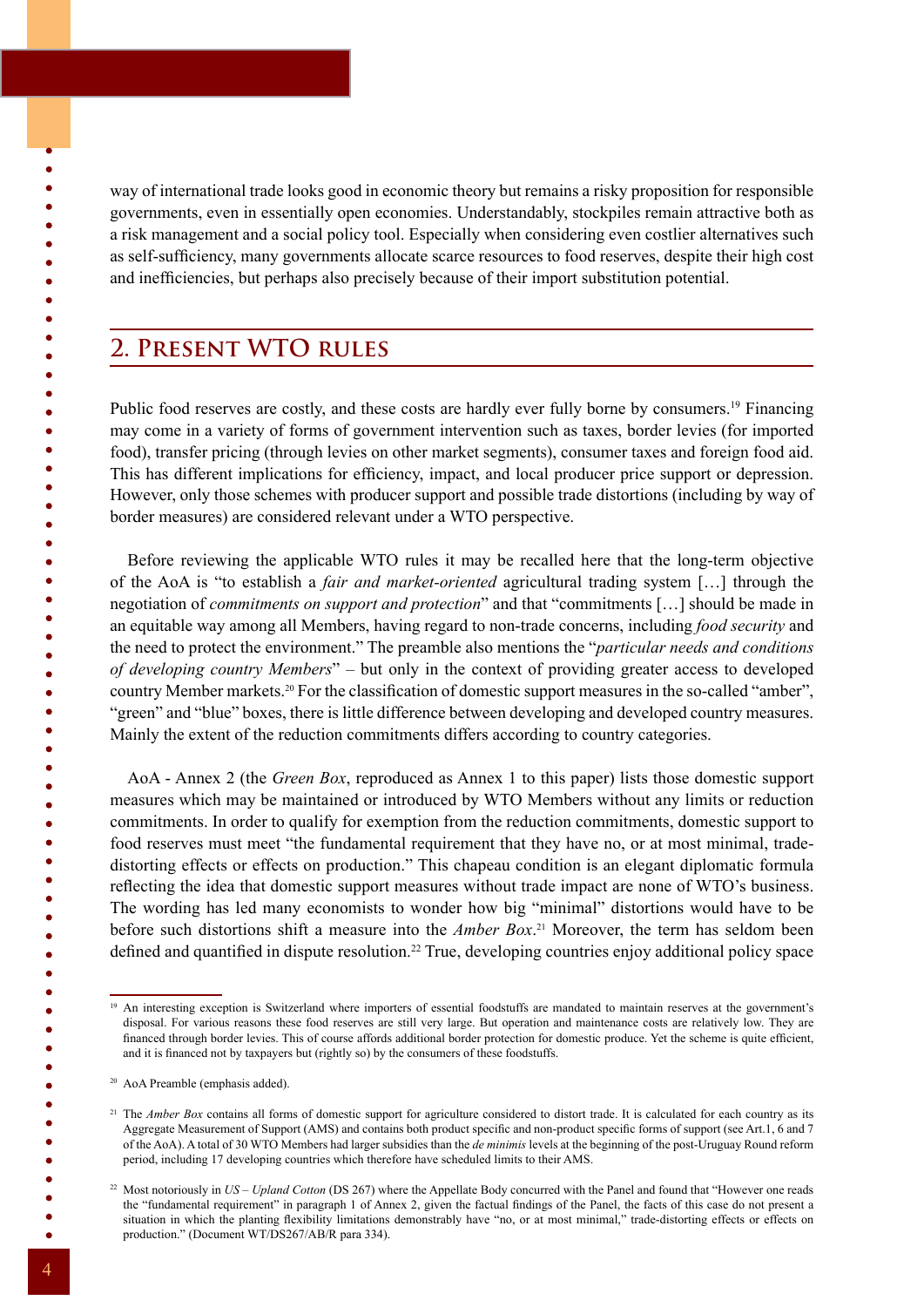way of international trade looks good in economic theory but remains a risky proposition for responsible governments, even in essentially open economies. Understandably, stockpiles remain attractive both as a risk management and a social policy tool. Especially when considering even costlier alternatives such as self-sufficiency, many governments allocate scarce resources to food reserves, despite their high cost and inefficiencies, but perhaps also precisely because of their import substitution potential.

## 2. Present WTO rules

Public food reserves are costly, and these costs are hardly ever fully borne by consumers.[19] Financing may come in a variety of forms of government intervention such as taxes, border levies (for imported food), transfer pricing (through levies on other market segments), consumer taxes and foreign food aid. This has different implications for efficiency, impact, and local producer price support or depression. However, only those schemes with producer support and possible trade distortions (including by way of border measures) are considered relevant under a WTO perspective.

Before reviewing the applicable WTO rules it may be recalled here that the long-term objective of the AoA is "to establish a *fair and market-oriented* agricultural trading system […] through the negotiation of *commitments on support and protection*" and that "commitments […] should be made in an equitable way among all Members, having regard to non-trade concerns, including *food security* and the need to protect the environment." The preamble also mentions the "*particular needs and conditions of developing country Members*" – but only in the context of providing greater access to developed country Member markets.[20] For the classification of domestic support measures in the so-called "amber", "green" and "blue" boxes, there is little difference between developing and developed country measures. Mainly the extent of the reduction commitments differs according to country categories.

AoA - Annex 2 (the *Green Box*, reproduced as Annex 1 to this paper) lists those domestic support measures which may be maintained or introduced by WTO Members without any limits or reduction commitments. In order to qualify for exemption from the reduction commitments, domestic support to food reserves must meet "the fundamental requirement that they have no, or at most minimal, trade-distorting effects or effects on production." This chapeau condition is an elegant diplomatic formula reflecting the idea that domestic support measures without trade impact are none of WTO's business. The wording has led many economists to wonder how big "minimal" distortions would have to be before such distortions shift a measure into the *Amber Box*.[21] Moreover, the term has seldom been defined and quantified in dispute resolution.[22] True, developing countries enjoy additional policy space

---

[19] An interesting exception is Switzerland where importers of essential foodstuffs are mandated to maintain reserves at the government's disposal. For various reasons these food reserves are still very large. But operation and maintenance costs are relatively low. They are financed through border levies. This of course affords additional border protection for domestic produce. Yet the scheme is quite efficient, and it is financed not by taxpayers but (rightly so) by the consumers of these foodstuffs.

[20] AoA Preamble (emphasis added).

[21] The *Amber Box* contains all forms of domestic support for agriculture considered to distort trade. It is calculated for each country as its Aggregate Measurement of Support (AMS) and contains both product specific and non-product specific forms of support (see Art.1, 6 and 7 of the AoA). A total of 30 WTO Members had larger subsidies than the *de minimis* levels at the beginning of the post-Uruguay Round reform period, including 17 developing countries which therefore have scheduled limits to their AMS.

[22] Most notoriously in *US – Upland Cotton* (DS 267) where the Appellate Body concurred with the Panel and found that "However one reads the "fundamental requirement" in paragraph 1 of Annex 2, given the factual findings of the Panel, the facts of this case do not present a situation in which the planting flexibility limitations demonstrably have "no, or at most minimal," trade-distorting effects or effects on production." (Document WT/DS267/AB/R para 334).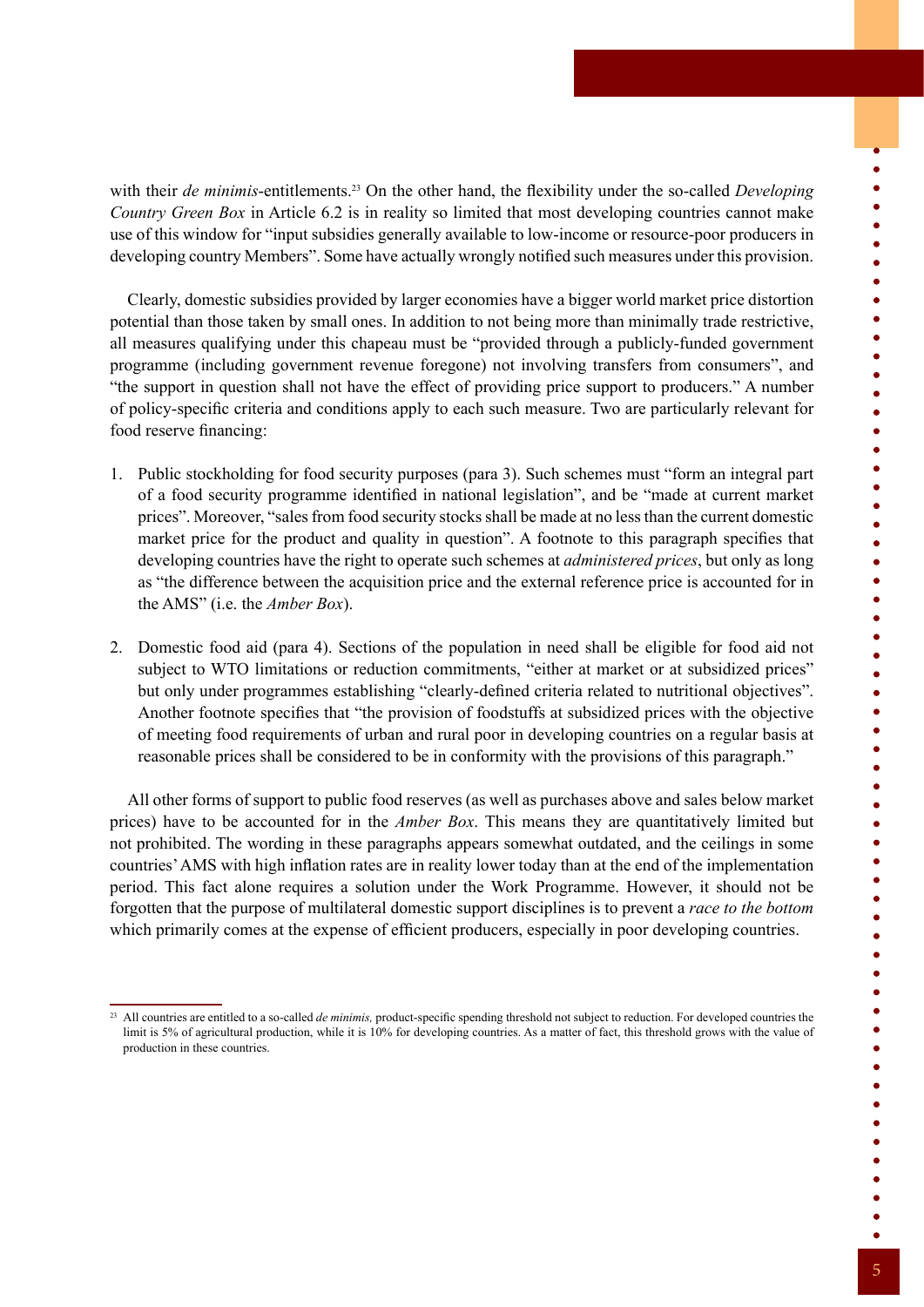with their *de minimis*-entitlements.[23] On the other hand, the flexibility under the so-called *Developing Country Green Box* in Article 6.2 is in reality so limited that most developing countries cannot make use of this window for "input subsidies generally available to low-income or resource-poor producers in developing country Members". Some have actually wrongly notified such measures under this provision.

Clearly, domestic subsidies provided by larger economies have a bigger world market price distortion potential than those taken by small ones. In addition to not being more than minimally trade restrictive, all measures qualifying under this chapeau must be "provided through a publicly-funded government programme (including government revenue foregone) not involving transfers from consumers", and "the support in question shall not have the effect of providing price support to producers." A number of policy-specific criteria and conditions apply to each such measure. Two are particularly relevant for food reserve financing:

1. Public stockholding for food security purposes (para 3). Such schemes must "form an integral part of a food security programme identified in national legislation", and be "made at current market prices". Moreover, "sales from food security stocks shall be made at no less than the current domestic market price for the product and quality in question". A footnote to this paragraph specifies that developing countries have the right to operate such schemes at *administered prices*, but only as long as "the difference between the acquisition price and the external reference price is accounted for in the AMS" (i.e. the *Amber Box*).

2. Domestic food aid (para 4). Sections of the population in need shall be eligible for food aid not subject to WTO limitations or reduction commitments, "either at market or at subsidized prices" but only under programmes establishing "clearly-defined criteria related to nutritional objectives". Another footnote specifies that "the provision of foodstuffs at subsidized prices with the objective of meeting food requirements of urban and rural poor in developing countries on a regular basis at reasonable prices shall be considered to be in conformity with the provisions of this paragraph."

All other forms of support to public food reserves (as well as purchases above and sales below market prices) have to be accounted for in the *Amber Box*. This means they are quantitatively limited but not prohibited. The wording in these paragraphs appears somewhat outdated, and the ceilings in some countries' AMS with high inflation rates are in reality lower today than at the end of the implementation period. This fact alone requires a solution under the Work Programme. However, it should not be forgotten that the purpose of multilateral domestic support disciplines is to prevent a *race to the bottom* which primarily comes at the expense of efficient producers, especially in poor developing countries.

[23] All countries are entitled to a so-called *de minimis,* product-specific spending threshold not subject to reduction. For developed countries the limit is 5% of agricultural production, while it is 10% for developing countries. As a matter of fact, this threshold grows with the value of production in these countries.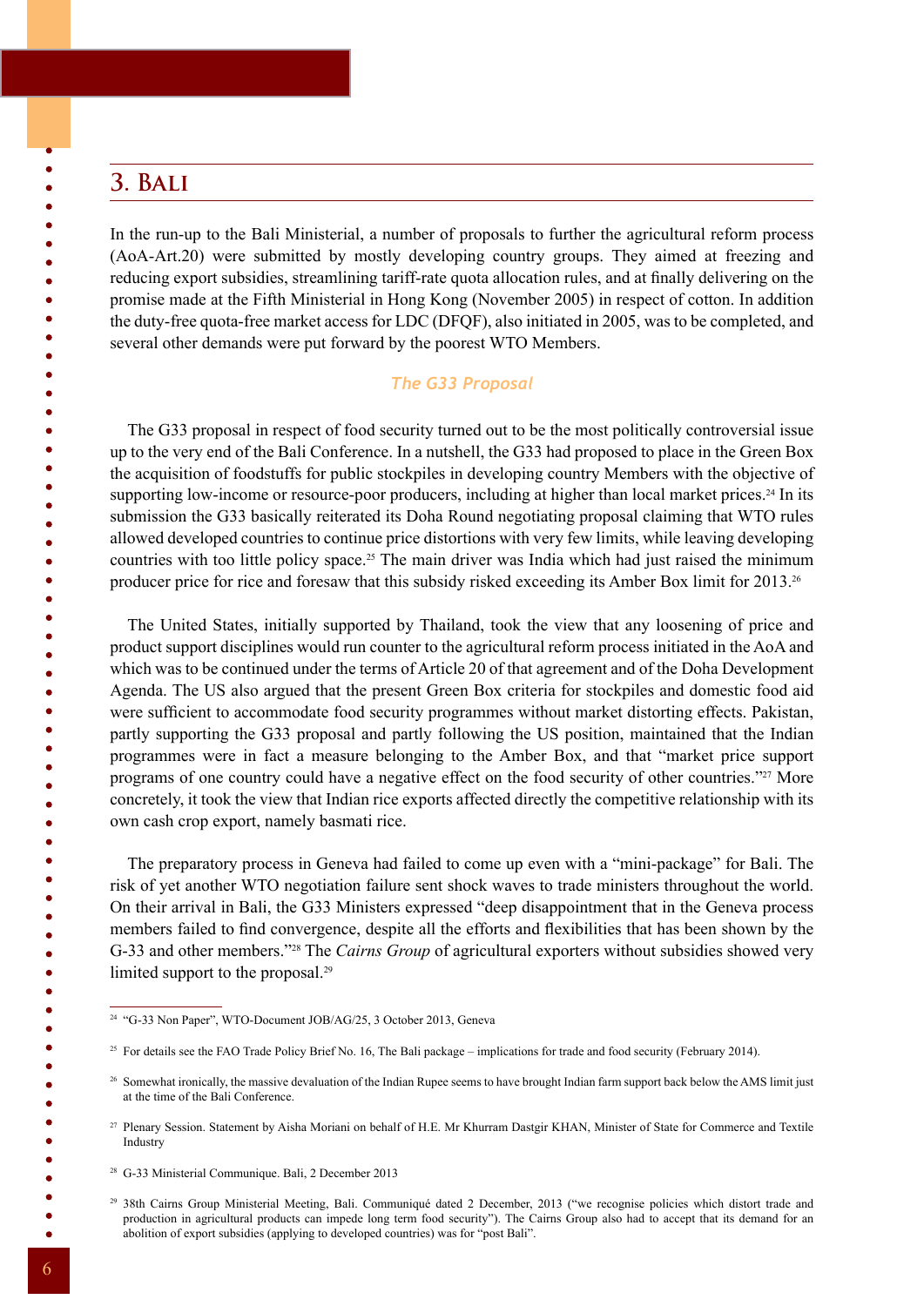# 3. Bali

In the run-up to the Bali Ministerial, a number of proposals to further the agricultural reform process (AoA-Art.20) were submitted by mostly developing country groups. They aimed at freezing and reducing export subsidies, streamlining tariff-rate quota allocation rules, and at finally delivering on the promise made at the Fifth Ministerial in Hong Kong (November 2005) in respect of cotton. In addition the duty-free quota-free market access for LDC (DFQF), also initiated in 2005, was to be completed, and several other demands were put forward by the poorest WTO Members.

### The G33 Proposal

The G33 proposal in respect of food security turned out to be the most politically controversial issue up to the very end of the Bali Conference. In a nutshell, the G33 had proposed to place in the Green Box the acquisition of foodstuffs for public stockpiles in developing country Members with the objective of supporting low-income or resource-poor producers, including at higher than local market prices.[24] In its submission the G33 basically reiterated its Doha Round negotiating proposal claiming that WTO rules allowed developed countries to continue price distortions with very few limits, while leaving developing countries with too little policy space.[25] The main driver was India which had just raised the minimum producer price for rice and foresaw that this subsidy risked exceeding its Amber Box limit for 2013.[26]

The United States, initially supported by Thailand, took the view that any loosening of price and product support disciplines would run counter to the agricultural reform process initiated in the AoA and which was to be continued under the terms of Article 20 of that agreement and of the Doha Development Agenda. The US also argued that the present Green Box criteria for stockpiles and domestic food aid were sufficient to accommodate food security programmes without market distorting effects. Pakistan, partly supporting the G33 proposal and partly following the US position, maintained that the Indian programmes were in fact a measure belonging to the Amber Box, and that "market price support programs of one country could have a negative effect on the food security of other countries."[27] More concretely, it took the view that Indian rice exports affected directly the competitive relationship with its own cash crop export, namely basmati rice.

The preparatory process in Geneva had failed to come up even with a "mini-package" for Bali. The risk of yet another WTO negotiation failure sent shock waves to trade ministers throughout the world. On their arrival in Bali, the G33 Ministers expressed "deep disappointment that in the Geneva process members failed to find convergence, despite all the efforts and flexibilities that has been shown by the G-33 and other members."[28] The *Cairns Group* of agricultural exporters without subsidies showed very limited support to the proposal.[29]

---

[24] "G-33 Non Paper", WTO-Document JOB/AG/25, 3 October 2013, Geneva

[25] For details see the FAO Trade Policy Brief No. 16, The Bali package – implications for trade and food security (February 2014).

[26] Somewhat ironically, the massive devaluation of the Indian Rupee seems to have brought Indian farm support back below the AMS limit just at the time of the Bali Conference.

[27] Plenary Session. Statement by Aisha Moriani on behalf of H.E. Mr Khurram Dastgir KHAN, Minister of State for Commerce and Textile Industry

[28] G-33 Ministerial Communique. Bali, 2 December 2013

[29] 38th Cairns Group Ministerial Meeting, Bali. Communiqué dated 2 December, 2013 ("we recognise policies which distort trade and production in agricultural products can impede long term food security"). The Cairns Group also had to accept that its demand for an abolition of export subsidies (applying to developed countries) was for "post Bali".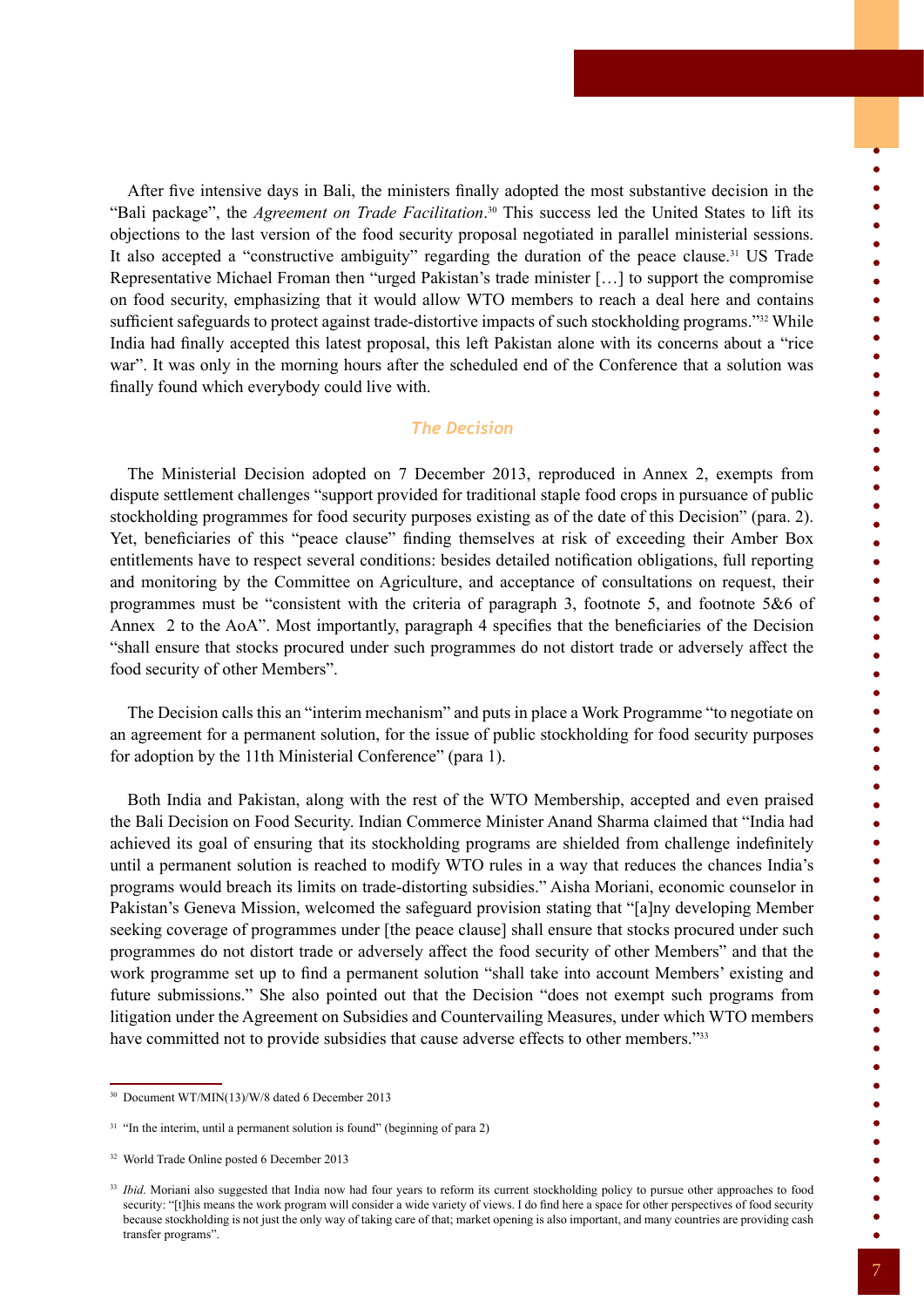After five intensive days in Bali, the ministers finally adopted the most substantive decision in the "Bali package", the *Agreement on Trade Facilitation*.[30] This success led the United States to lift its objections to the last version of the food security proposal negotiated in parallel ministerial sessions. It also accepted a "constructive ambiguity" regarding the duration of the peace clause.[31] US Trade Representative Michael Froman then "urged Pakistan's trade minister […] to support the compromise on food security, emphasizing that it would allow WTO members to reach a deal here and contains sufficient safeguards to protect against trade-distortive impacts of such stockholding programs."[32] While India had finally accepted this latest proposal, this left Pakistan alone with its concerns about a "rice war". It was only in the morning hours after the scheduled end of the Conference that a solution was finally found which everybody could live with.

### The Decision

The Ministerial Decision adopted on 7 December 2013, reproduced in Annex 2, exempts from dispute settlement challenges "support provided for traditional staple food crops in pursuance of public stockholding programmes for food security purposes existing as of the date of this Decision" (para. 2). Yet, beneficiaries of this "peace clause" finding themselves at risk of exceeding their Amber Box entitlements have to respect several conditions: besides detailed notification obligations, full reporting and monitoring by the Committee on Agriculture, and acceptance of consultations on request, their programmes must be "consistent with the criteria of paragraph 3, footnote 5, and footnote 5&6 of Annex 2 to the AoA". Most importantly, paragraph 4 specifies that the beneficiaries of the Decision "shall ensure that stocks procured under such programmes do not distort trade or adversely affect the food security of other Members".

The Decision calls this an "interim mechanism" and puts in place a Work Programme "to negotiate on an agreement for a permanent solution, for the issue of public stockholding for food security purposes for adoption by the 11th Ministerial Conference" (para 1).

Both India and Pakistan, along with the rest of the WTO Membership, accepted and even praised the Bali Decision on Food Security. Indian Commerce Minister Anand Sharma claimed that "India had achieved its goal of ensuring that its stockholding programs are shielded from challenge indefinitely until a permanent solution is reached to modify WTO rules in a way that reduces the chances India's programs would breach its limits on trade-distorting subsidies." Aisha Moriani, economic counselor in Pakistan's Geneva Mission, welcomed the safeguard provision stating that "[a]ny developing Member seeking coverage of programmes under [the peace clause] shall ensure that stocks procured under such programmes do not distort trade or adversely affect the food security of other Members" and that the work programme set up to find a permanent solution "shall take into account Members' existing and future submissions." She also pointed out that the Decision "does not exempt such programs from litigation under the Agreement on Subsidies and Countervailing Measures, under which WTO members have committed not to provide subsidies that cause adverse effects to other members."[33]

---

[30] Document WT/MIN(13)/W/8 dated 6 December 2013

[31] "In the interim, until a permanent solution is found" (beginning of para 2)

[32] World Trade Online posted 6 December 2013

[33] *Ibid.* Moriani also suggested that India now had four years to reform its current stockholding policy to pursue other approaches to food security: "[t]his means the work program will consider a wide variety of views. I do find here a space for other perspectives of food security because stockholding is not just the only way of taking care of that; market opening is also important, and many countries are providing cash transfer programs".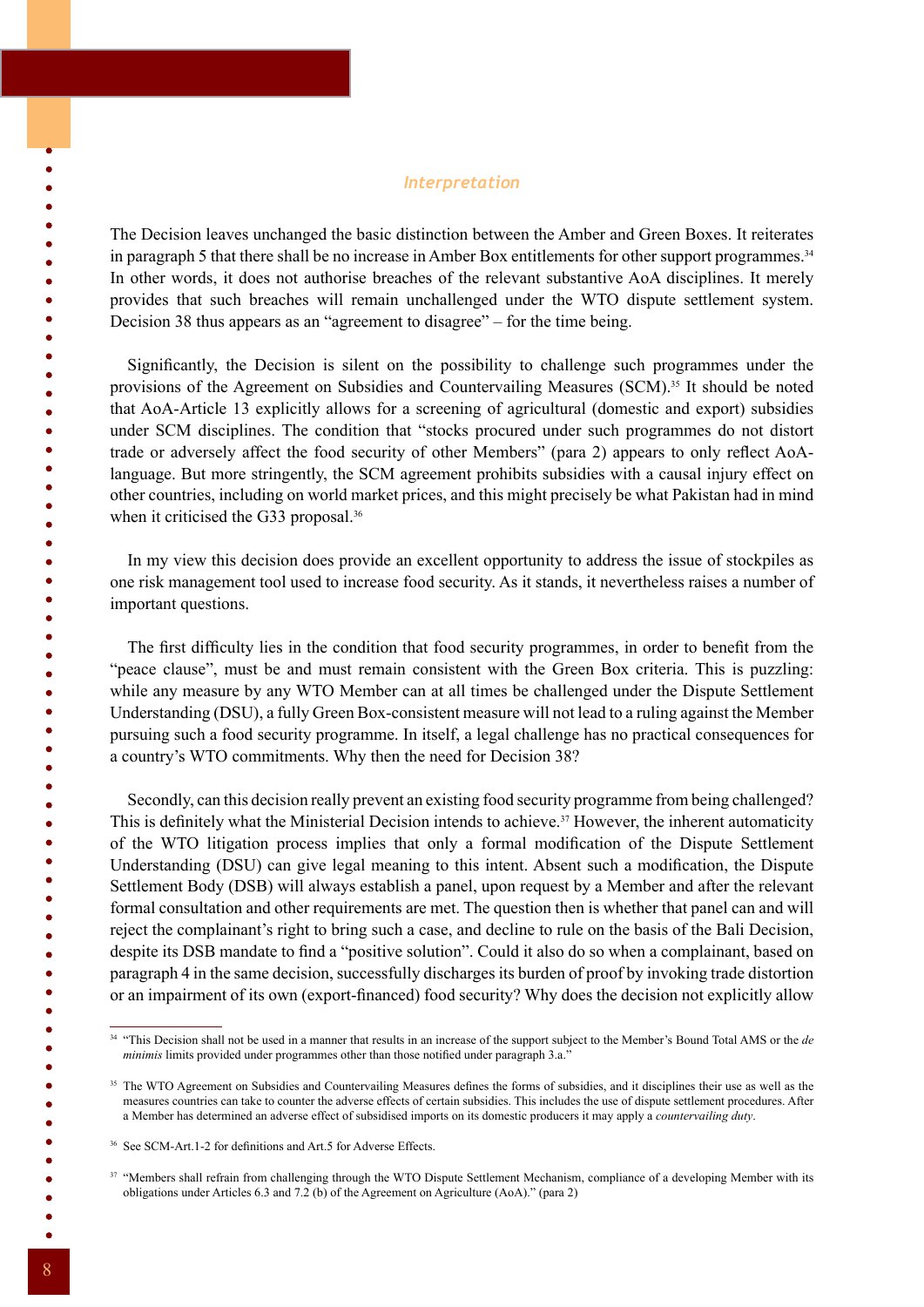### *Interpretation*

The Decision leaves unchanged the basic distinction between the Amber and Green Boxes. It reiterates in paragraph 5 that there shall be no increase in Amber Box entitlements for other support programmes.[34] In other words, it does not authorise breaches of the relevant substantive AoA disciplines. It merely provides that such breaches will remain unchallenged under the WTO dispute settlement system. Decision 38 thus appears as an "agreement to disagree" – for the time being.

Significantly, the Decision is silent on the possibility to challenge such programmes under the provisions of the Agreement on Subsidies and Countervailing Measures (SCM).[35] It should be noted that AoA-Article 13 explicitly allows for a screening of agricultural (domestic and export) subsidies under SCM disciplines. The condition that "stocks procured under such programmes do not distort trade or adversely affect the food security of other Members" (para 2) appears to only reflect AoA-language. But more stringently, the SCM agreement prohibits subsidies with a causal injury effect on other countries, including on world market prices, and this might precisely be what Pakistan had in mind when it criticised the G33 proposal.[36]

In my view this decision does provide an excellent opportunity to address the issue of stockpiles as one risk management tool used to increase food security. As it stands, it nevertheless raises a number of important questions.

The first difficulty lies in the condition that food security programmes, in order to benefit from the "peace clause", must be and must remain consistent with the Green Box criteria. This is puzzling: while any measure by any WTO Member can at all times be challenged under the Dispute Settlement Understanding (DSU), a fully Green Box-consistent measure will not lead to a ruling against the Member pursuing such a food security programme. In itself, a legal challenge has no practical consequences for a country's WTO commitments. Why then the need for Decision 38?

Secondly, can this decision really prevent an existing food security programme from being challenged? This is definitely what the Ministerial Decision intends to achieve.[37] However, the inherent automaticity of the WTO litigation process implies that only a formal modification of the Dispute Settlement Understanding (DSU) can give legal meaning to this intent. Absent such a modification, the Dispute Settlement Body (DSB) will always establish a panel, upon request by a Member and after the relevant formal consultation and other requirements are met. The question then is whether that panel can and will reject the complainant's right to bring such a case, and decline to rule on the basis of the Bali Decision, despite its DSB mandate to find a "positive solution". Could it also do so when a complainant, based on paragraph 4 in the same decision, successfully discharges its burden of proof by invoking trade distortion or an impairment of its own (export-financed) food security? Why does the decision not explicitly allow

---

[34] "This Decision shall not be used in a manner that results in an increase of the support subject to the Member's Bound Total AMS or the *de minimis* limits provided under programmes other than those notified under paragraph 3.a."

[35] The WTO Agreement on Subsidies and Countervailing Measures defines the forms of subsidies, and it disciplines their use as well as the measures countries can take to counter the adverse effects of certain subsidies. This includes the use of dispute settlement procedures. After a Member has determined an adverse effect of subsidised imports on its domestic producers it may apply a *countervailing duty*.

[36] See SCM-Art.1-2 for definitions and Art.5 for Adverse Effects.

[37] "Members shall refrain from challenging through the WTO Dispute Settlement Mechanism, compliance of a developing Member with its obligations under Articles 6.3 and 7.2 (b) of the Agreement on Agriculture (AoA)." (para 2)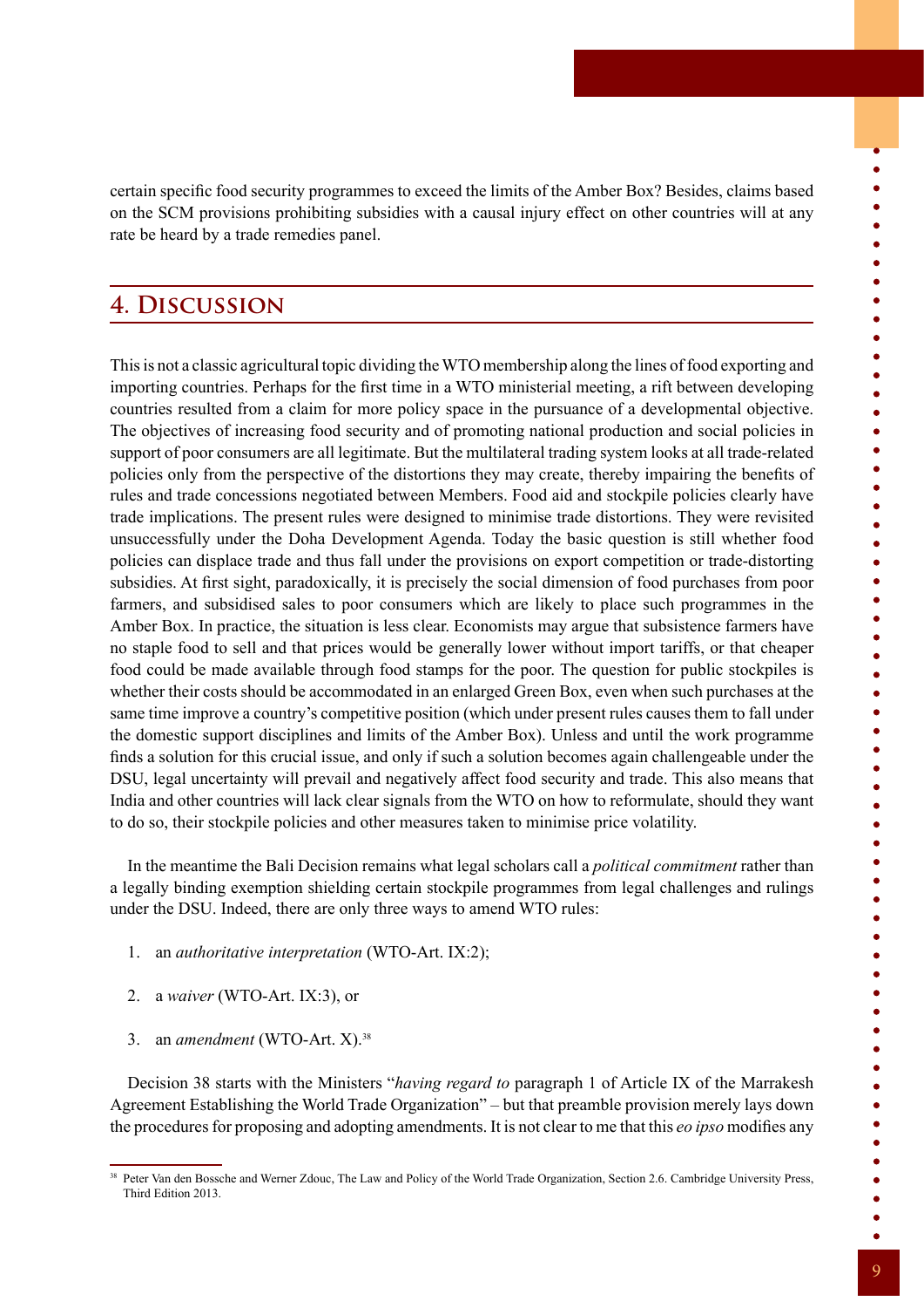certain specific food security programmes to exceed the limits of the Amber Box? Besides, claims based on the SCM provisions prohibiting subsidies with a causal injury effect on other countries will at any rate be heard by a trade remedies panel.

## 4. Discussion

This is not a classic agricultural topic dividing the WTO membership along the lines of food exporting and importing countries. Perhaps for the first time in a WTO ministerial meeting, a rift between developing countries resulted from a claim for more policy space in the pursuance of a developmental objective. The objectives of increasing food security and of promoting national production and social policies in support of poor consumers are all legitimate. But the multilateral trading system looks at all trade-related policies only from the perspective of the distortions they may create, thereby impairing the benefits of rules and trade concessions negotiated between Members. Food aid and stockpile policies clearly have trade implications. The present rules were designed to minimise trade distortions. They were revisited unsuccessfully under the Doha Development Agenda. Today the basic question is still whether food policies can displace trade and thus fall under the provisions on export competition or trade-distorting subsidies. At first sight, paradoxically, it is precisely the social dimension of food purchases from poor farmers, and subsidised sales to poor consumers which are likely to place such programmes in the Amber Box. In practice, the situation is less clear. Economists may argue that subsistence farmers have no staple food to sell and that prices would be generally lower without import tariffs, or that cheaper food could be made available through food stamps for the poor. The question for public stockpiles is whether their costs should be accommodated in an enlarged Green Box, even when such purchases at the same time improve a country's competitive position (which under present rules causes them to fall under the domestic support disciplines and limits of the Amber Box). Unless and until the work programme finds a solution for this crucial issue, and only if such a solution becomes again challengeable under the DSU, legal uncertainty will prevail and negatively affect food security and trade. This also means that India and other countries will lack clear signals from the WTO on how to reformulate, should they want to do so, their stockpile policies and other measures taken to minimise price volatility.

In the meantime the Bali Decision remains what legal scholars call a *political commitment* rather than a legally binding exemption shielding certain stockpile programmes from legal challenges and rulings under the DSU. Indeed, there are only three ways to amend WTO rules:

1. an *authoritative interpretation* (WTO-Art. IX:2);
2. a *waiver* (WTO-Art. IX:3), or
3. an *amendment* (WTO-Art. X).[38]

Decision 38 starts with the Ministers "*having regard to* paragraph 1 of Article IX of the Marrakesh Agreement Establishing the World Trade Organization" – but that preamble provision merely lays down the procedures for proposing and adopting amendments. It is not clear to me that this *eo ipso* modifies any

[38] Peter Van den Bossche and Werner Zdouc, The Law and Policy of the World Trade Organization, Section 2.6. Cambridge University Press, Third Edition 2013.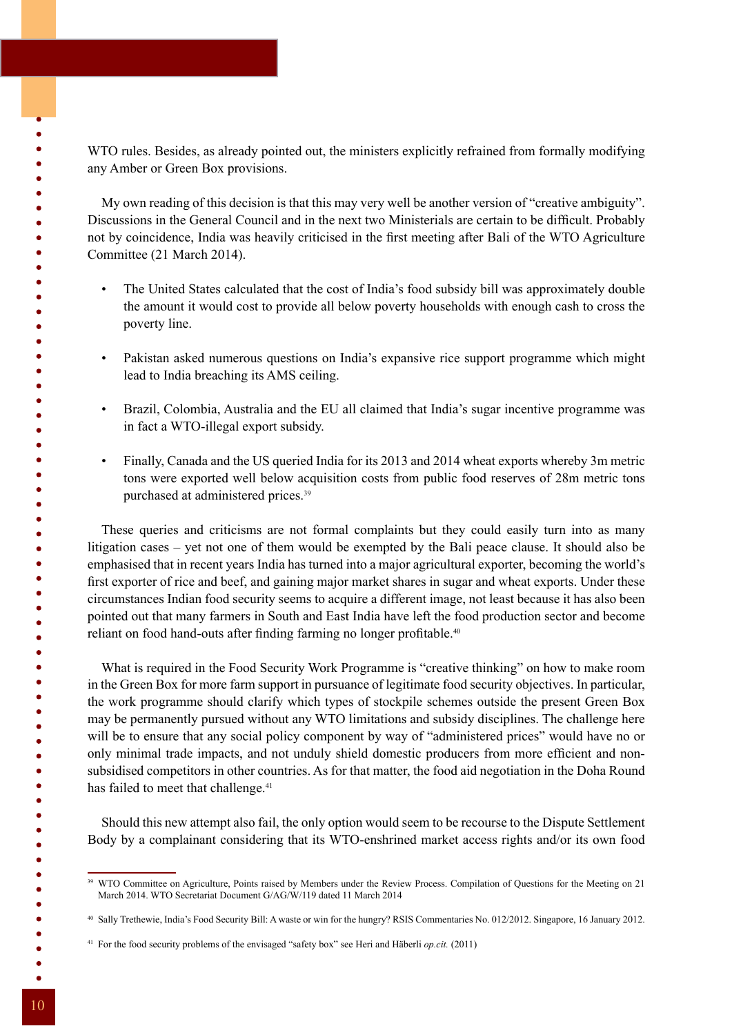WTO rules. Besides, as already pointed out, the ministers explicitly refrained from formally modifying any Amber or Green Box provisions.

My own reading of this decision is that this may very well be another version of "creative ambiguity". Discussions in the General Council and in the next two Ministerials are certain to be difficult. Probably not by coincidence, India was heavily criticised in the first meeting after Bali of the WTO Agriculture Committee (21 March 2014).

- The United States calculated that the cost of India's food subsidy bill was approximately double the amount it would cost to provide all below poverty households with enough cash to cross the poverty line.
- Pakistan asked numerous questions on India's expansive rice support programme which might lead to India breaching its AMS ceiling.
- Brazil, Colombia, Australia and the EU all claimed that India's sugar incentive programme was in fact a WTO-illegal export subsidy.
- Finally, Canada and the US queried India for its 2013 and 2014 wheat exports whereby 3m metric tons were exported well below acquisition costs from public food reserves of 28m metric tons purchased at administered prices.[39]

These queries and criticisms are not formal complaints but they could easily turn into as many litigation cases – yet not one of them would be exempted by the Bali peace clause. It should also be emphasised that in recent years India has turned into a major agricultural exporter, becoming the world's first exporter of rice and beef, and gaining major market shares in sugar and wheat exports. Under these circumstances Indian food security seems to acquire a different image, not least because it has also been pointed out that many farmers in South and East India have left the food production sector and become reliant on food hand-outs after finding farming no longer profitable.[40]

What is required in the Food Security Work Programme is "creative thinking" on how to make room in the Green Box for more farm support in pursuance of legitimate food security objectives. In particular, the work programme should clarify which types of stockpile schemes outside the present Green Box may be permanently pursued without any WTO limitations and subsidy disciplines. The challenge here will be to ensure that any social policy component by way of "administered prices" would have no or only minimal trade impacts, and not unduly shield domestic producers from more efficient and non-subsidised competitors in other countries. As for that matter, the food aid negotiation in the Doha Round has failed to meet that challenge.[41]

Should this new attempt also fail, the only option would seem to be recourse to the Dispute Settlement Body by a complainant considering that its WTO-enshrined market access rights and/or its own food

---

[39] WTO Committee on Agriculture, Points raised by Members under the Review Process. Compilation of Questions for the Meeting on 21 March 2014. WTO Secretariat Document G/AG/W/119 dated 11 March 2014

[40] Sally Trethewie, India's Food Security Bill: A waste or win for the hungry? RSIS Commentaries No. 012/2012. Singapore, 16 January 2012.

[41] For the food security problems of the envisaged "safety box" see Heri and Häberli *op.cit.* (2011)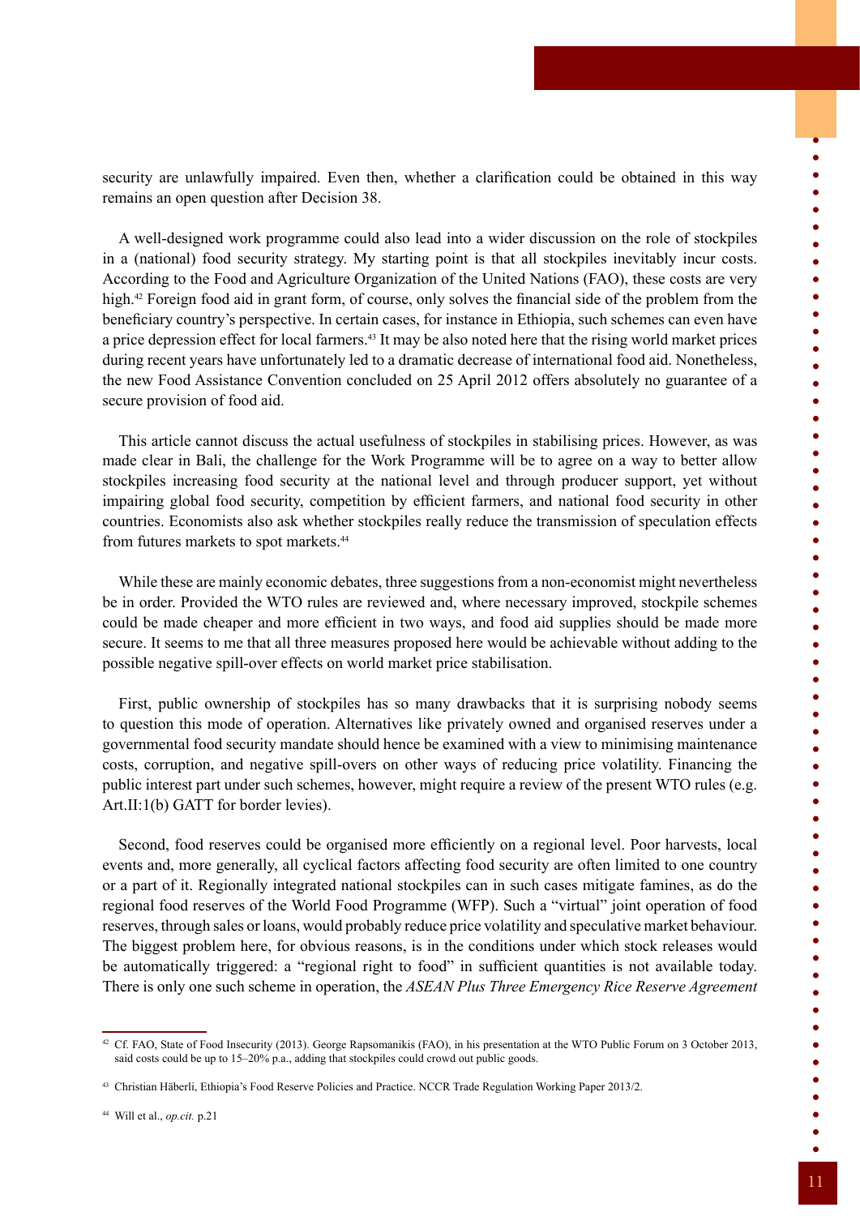security are unlawfully impaired. Even then, whether a clarification could be obtained in this way remains an open question after Decision 38.

A well-designed work programme could also lead into a wider discussion on the role of stockpiles in a (national) food security strategy. My starting point is that all stockpiles inevitably incur costs. According to the Food and Agriculture Organization of the United Nations (FAO), these costs are very high.[42] Foreign food aid in grant form, of course, only solves the financial side of the problem from the beneficiary country's perspective. In certain cases, for instance in Ethiopia, such schemes can even have a price depression effect for local farmers.[43] It may be also noted here that the rising world market prices during recent years have unfortunately led to a dramatic decrease of international food aid. Nonetheless, the new Food Assistance Convention concluded on 25 April 2012 offers absolutely no guarantee of a secure provision of food aid.

This article cannot discuss the actual usefulness of stockpiles in stabilising prices. However, as was made clear in Bali, the challenge for the Work Programme will be to agree on a way to better allow stockpiles increasing food security at the national level and through producer support, yet without impairing global food security, competition by efficient farmers, and national food security in other countries. Economists also ask whether stockpiles really reduce the transmission of speculation effects from futures markets to spot markets.[44]

While these are mainly economic debates, three suggestions from a non-economist might nevertheless be in order. Provided the WTO rules are reviewed and, where necessary improved, stockpile schemes could be made cheaper and more efficient in two ways, and food aid supplies should be made more secure. It seems to me that all three measures proposed here would be achievable without adding to the possible negative spill-over effects on world market price stabilisation.

First, public ownership of stockpiles has so many drawbacks that it is surprising nobody seems to question this mode of operation. Alternatives like privately owned and organised reserves under a governmental food security mandate should hence be examined with a view to minimising maintenance costs, corruption, and negative spill-overs on other ways of reducing price volatility. Financing the public interest part under such schemes, however, might require a review of the present WTO rules (e.g. Art.II:1(b) GATT for border levies).

Second, food reserves could be organised more efficiently on a regional level. Poor harvests, local events and, more generally, all cyclical factors affecting food security are often limited to one country or a part of it. Regionally integrated national stockpiles can in such cases mitigate famines, as do the regional food reserves of the World Food Programme (WFP). Such a "virtual" joint operation of food reserves, through sales or loans, would probably reduce price volatility and speculative market behaviour. The biggest problem here, for obvious reasons, is in the conditions under which stock releases would be automatically triggered: a "regional right to food" in sufficient quantities is not available today. There is only one such scheme in operation, the *ASEAN Plus Three Emergency Rice Reserve Agreement*

---

[42] Cf. FAO, State of Food Insecurity (2013). George Rapsomanikis (FAO), in his presentation at the WTO Public Forum on 3 October 2013, said costs could be up to 15–20% p.a., adding that stockpiles could crowd out public goods.

[43] Christian Häberli, Ethiopia's Food Reserve Policies and Practice. NCCR Trade Regulation Working Paper 2013/2.

[44] Will et al., *op.cit.* p.21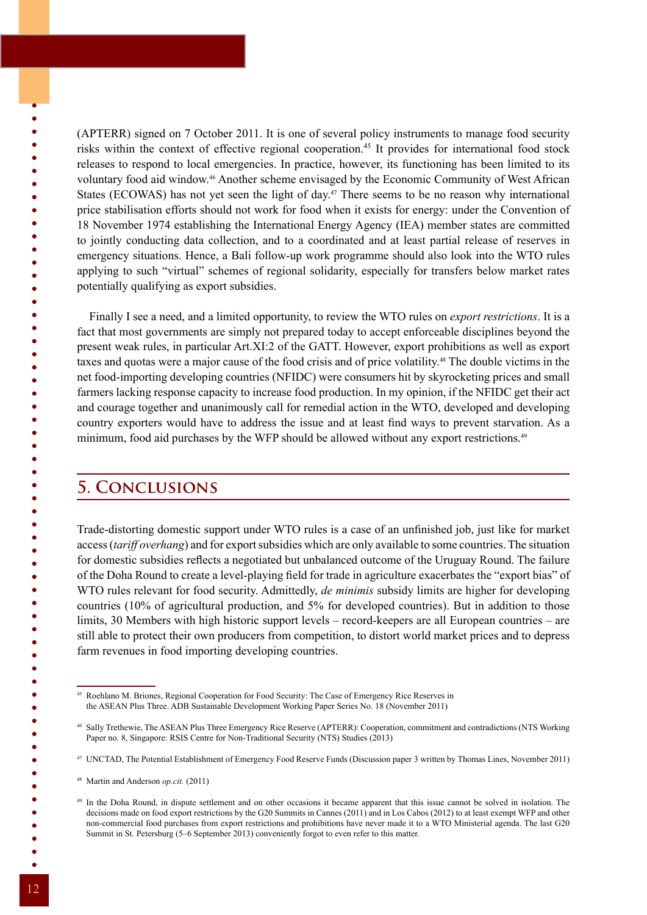(APTERR) signed on 7 October 2011. It is one of several policy instruments to manage food security risks within the context of effective regional cooperation.[45] It provides for international food stock releases to respond to local emergencies. In practice, however, its functioning has been limited to its voluntary food aid window.[46] Another scheme envisaged by the Economic Community of West African States (ECOWAS) has not yet seen the light of day.[47] There seems to be no reason why international price stabilisation efforts should not work for food when it exists for energy: under the Convention of 18 November 1974 establishing the International Energy Agency (IEA) member states are committed to jointly conducting data collection, and to a coordinated and at least partial release of reserves in emergency situations. Hence, a Bali follow-up work programme should also look into the WTO rules applying to such "virtual" schemes of regional solidarity, especially for transfers below market rates potentially qualifying as export subsidies.

Finally I see a need, and a limited opportunity, to review the WTO rules on *export restrictions*. It is a fact that most governments are simply not prepared today to accept enforceable disciplines beyond the present weak rules, in particular Art.XI:2 of the GATT. However, export prohibitions as well as export taxes and quotas were a major cause of the food crisis and of price volatility.[48] The double victims in the net food-importing developing countries (NFIDC) were consumers hit by skyrocketing prices and small farmers lacking response capacity to increase food production. In my opinion, if the NFIDC get their act and courage together and unanimously call for remedial action in the WTO, developed and developing country exporters would have to address the issue and at least find ways to prevent starvation. As a minimum, food aid purchases by the WFP should be allowed without any export restrictions.[49]

## 5. Conclusions

Trade-distorting domestic support under WTO rules is a case of an unfinished job, just like for market access (*tariff overhang*) and for export subsidies which are only available to some countries. The situation for domestic subsidies reflects a negotiated but unbalanced outcome of the Uruguay Round. The failure of the Doha Round to create a level-playing field for trade in agriculture exacerbates the "export bias" of WTO rules relevant for food security. Admittedly, *de minimis* subsidy limits are higher for developing countries (10% of agricultural production, and 5% for developed countries). But in addition to those limits, 30 Members with high historic support levels – record-keepers are all European countries – are still able to protect their own producers from competition, to distort world market prices and to depress farm revenues in food importing developing countries.

---

[45] Roehlano M. Briones, Regional Cooperation for Food Security: The Case of Emergency Rice Reserves in the ASEAN Plus Three. ADB Sustainable Development Working Paper Series No. 18 (November 2011)

[46] Sally Trethewie, The ASEAN Plus Three Emergency Rice Reserve (APTERR): Cooperation, commitment and contradictions (NTS Working Paper no. 8, Singapore: RSIS Centre for Non-Traditional Security (NTS) Studies (2013)

[47] UNCTAD, The Potential Establishment of Emergency Food Reserve Funds (Discussion paper 3 written by Thomas Lines, November 2011)

[48] Martin and Anderson *op.cit.* (2011)

[49] In the Doha Round, in dispute settlement and on other occasions it became apparent that this issue cannot be solved in isolation. The decisions made on food export restrictions by the G20 Summits in Cannes (2011) and in Los Cabos (2012) to at least exempt WFP and other non-commercial food purchases from export restrictions and prohibitions have never made it to a WTO Ministerial agenda. The last G20 Summit in St. Petersburg (5–6 September 2013) conveniently forgot to even refer to this matter.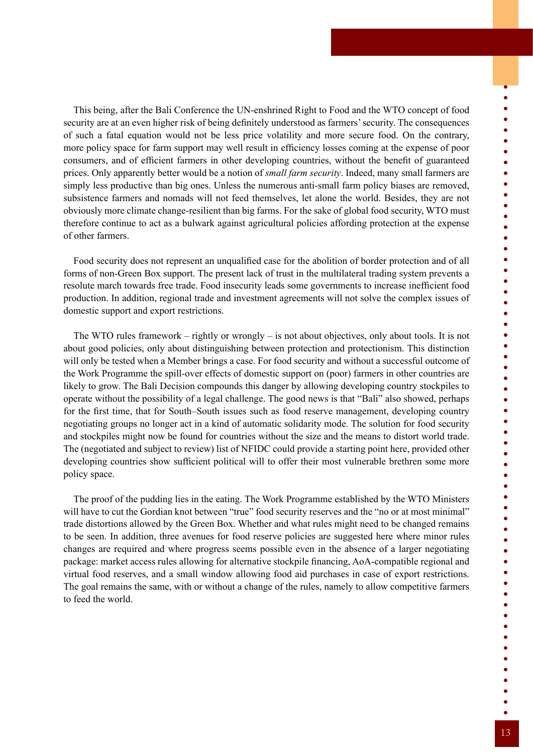This being, after the Bali Conference the UN-enshrined Right to Food and the WTO concept of food security are at an even higher risk of being definitely understood as farmers' security. The consequences of such a fatal equation would not be less price volatility and more secure food. On the contrary, more policy space for farm support may well result in efficiency losses coming at the expense of poor consumers, and of efficient farmers in other developing countries, without the benefit of guaranteed prices. Only apparently better would be a notion of *small farm security*. Indeed, many small farmers are simply less productive than big ones. Unless the numerous anti-small farm policy biases are removed, subsistence farmers and nomads will not feed themselves, let alone the world. Besides, they are not obviously more climate change-resilient than big farms. For the sake of global food security, WTO must therefore continue to act as a bulwark against agricultural policies affording protection at the expense of other farmers.

Food security does not represent an unqualified case for the abolition of border protection and of all forms of non-Green Box support. The present lack of trust in the multilateral trading system prevents a resolute march towards free trade. Food insecurity leads some governments to increase inefficient food production. In addition, regional trade and investment agreements will not solve the complex issues of domestic support and export restrictions.

The WTO rules framework – rightly or wrongly – is not about objectives, only about tools. It is not about good policies, only about distinguishing between protection and protectionism. This distinction will only be tested when a Member brings a case. For food security and without a successful outcome of the Work Programme the spill-over effects of domestic support on (poor) farmers in other countries are likely to grow. The Bali Decision compounds this danger by allowing developing country stockpiles to operate without the possibility of a legal challenge. The good news is that "Bali" also showed, perhaps for the first time, that for South–South issues such as food reserve management, developing country negotiating groups no longer act in a kind of automatic solidarity mode. The solution for food security and stockpiles might now be found for countries without the size and the means to distort world trade. The (negotiated and subject to review) list of NFIDC could provide a starting point here, provided other developing countries show sufficient political will to offer their most vulnerable brethren some more policy space.

The proof of the pudding lies in the eating. The Work Programme established by the WTO Ministers will have to cut the Gordian knot between "true" food security reserves and the "no or at most minimal" trade distortions allowed by the Green Box. Whether and what rules might need to be changed remains to be seen. In addition, three avenues for food reserve policies are suggested here where minor rules changes are required and where progress seems possible even in the absence of a larger negotiating package: market access rules allowing for alternative stockpile financing, AoA-compatible regional and virtual food reserves, and a small window allowing food aid purchases in case of export restrictions. The goal remains the same, with or without a change of the rules, namely to allow competitive farmers to feed the world.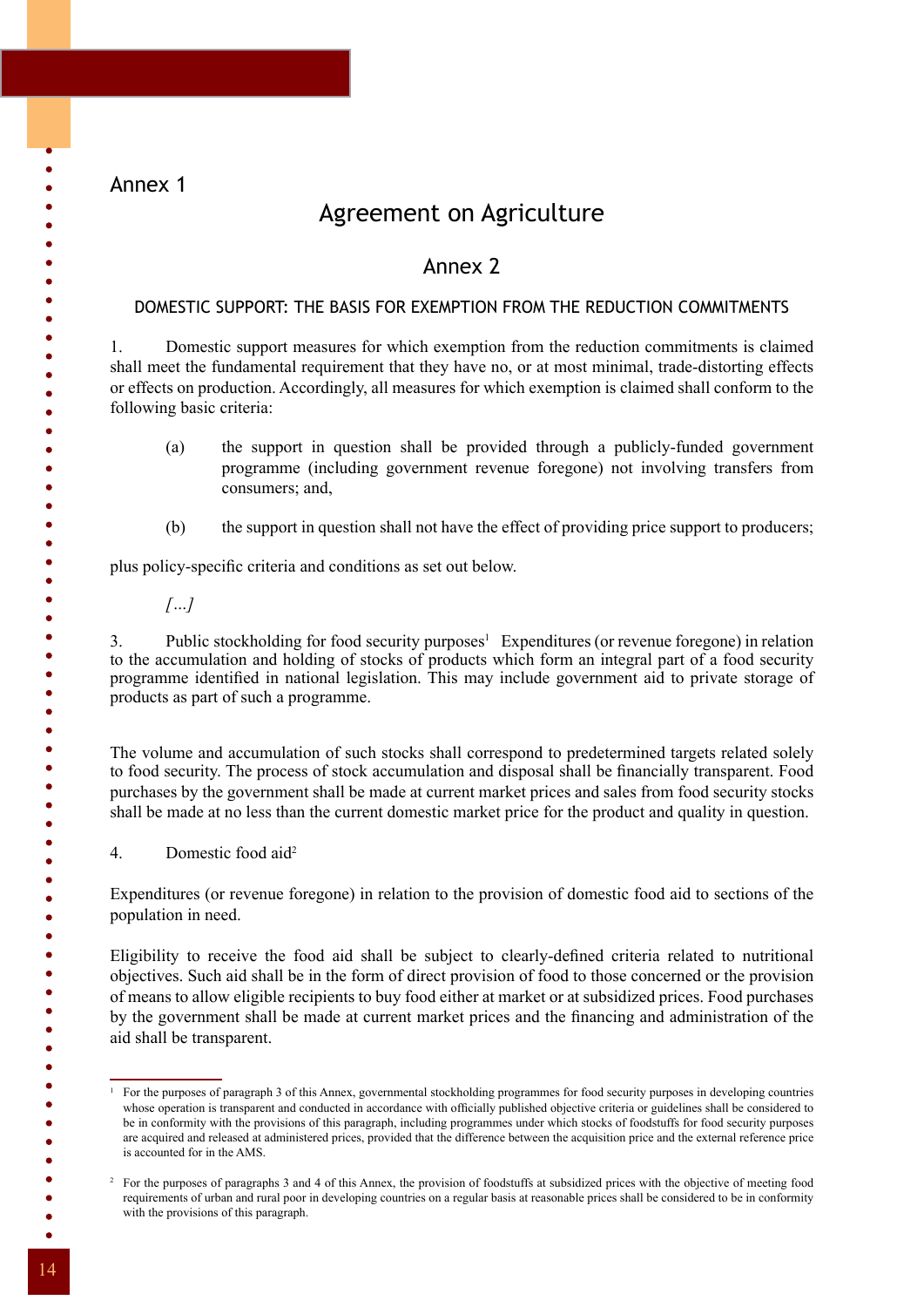Annex 1

# Agreement on Agriculture

## Annex 2

### DOMESTIC SUPPORT: THE BASIS FOR EXEMPTION FROM THE REDUCTION COMMITMENTS

1. Domestic support measures for which exemption from the reduction commitments is claimed shall meet the fundamental requirement that they have no, or at most minimal, trade-distorting effects or effects on production. Accordingly, all measures for which exemption is claimed shall conform to the following basic criteria:

(a) the support in question shall be provided through a publicly-funded government programme (including government revenue foregone) not involving transfers from consumers; and,

(b) the support in question shall not have the effect of providing price support to producers;

plus policy-specific criteria and conditions as set out below.

*[…]*

3. Public stockholding for food security purposes[1] Expenditures (or revenue foregone) in relation to the accumulation and holding of stocks of products which form an integral part of a food security programme identified in national legislation. This may include government aid to private storage of products as part of such a programme.

The volume and accumulation of such stocks shall correspond to predetermined targets related solely to food security. The process of stock accumulation and disposal shall be financially transparent. Food purchases by the government shall be made at current market prices and sales from food security stocks shall be made at no less than the current domestic market price for the product and quality in question.

4. Domestic food aid[2]

Expenditures (or revenue foregone) in relation to the provision of domestic food aid to sections of the population in need.

Eligibility to receive the food aid shall be subject to clearly-defined criteria related to nutritional objectives. Such aid shall be in the form of direct provision of food to those concerned or the provision of means to allow eligible recipients to buy food either at market or at subsidized prices. Food purchases by the government shall be made at current market prices and the financing and administration of the aid shall be transparent.

---

[1] For the purposes of paragraph 3 of this Annex, governmental stockholding programmes for food security purposes in developing countries whose operation is transparent and conducted in accordance with officially published objective criteria or guidelines shall be considered to be in conformity with the provisions of this paragraph, including programmes under which stocks of foodstuffs for food security purposes are acquired and released at administered prices, provided that the difference between the acquisition price and the external reference price is accounted for in the AMS.

[2] For the purposes of paragraphs 3 and 4 of this Annex, the provision of foodstuffs at subsidized prices with the objective of meeting food requirements of urban and rural poor in developing countries on a regular basis at reasonable prices shall be considered to be in conformity with the provisions of this paragraph.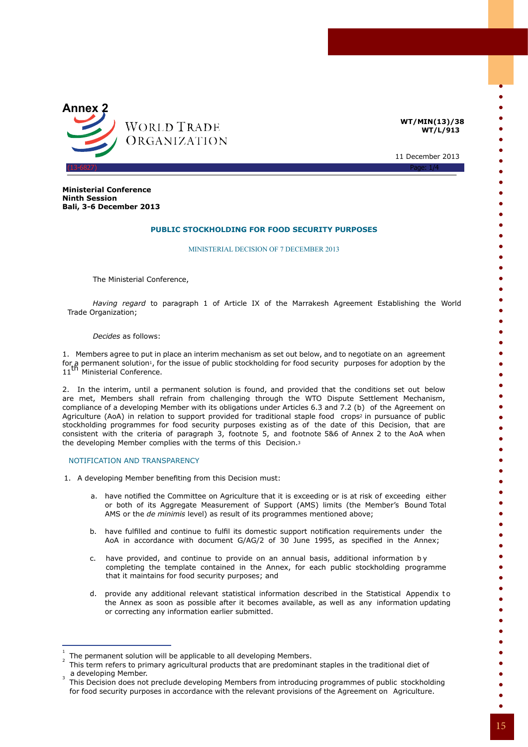Annex 2

WORLD TRADE ORGANIZATION

**WT/MIN(13)/38**
**WT/L/913**

11 December 2013

(13-6827)

**Ministerial Conference**
**Ninth Session**
**Bali, 3-6 December 2013**

## PUBLIC STOCKHOLDING FOR FOOD SECURITY PURPOSES

### MINISTERIAL DECISION OF 7 DECEMBER 2013

The Ministerial Conference,

*Having regard* to paragraph 1 of Article IX of the Marrakesh Agreement Establishing the World Trade Organization;

*Decides* as follows:

1. Members agree to put in place an interim mechanism as set out below, and to negotiate on an agreement for a permanent solution[1], for the issue of public stockholding for food security purposes for adoption by the 11th Ministerial Conference.

2. In the interim, until a permanent solution is found, and provided that the conditions set out below are met, Members shall refrain from challenging through the WTO Dispute Settlement Mechanism, compliance of a developing Member with its obligations under Articles 6.3 and 7.2 (b) of the Agreement on Agriculture (AoA) in relation to support provided for traditional staple food crops[2] in pursuance of public stockholding programmes for food security purposes existing as of the date of this Decision, that are consistent with the criteria of paragraph 3, footnote 5, and footnote 5&6 of Annex 2 to the AoA when the developing Member complies with the terms of this Decision.[3]

NOTIFICATION AND TRANSPARENCY

1. A developing Member benefiting from this Decision must:

   a. have notified the Committee on Agriculture that it is exceeding or is at risk of exceeding either or both of its Aggregate Measurement of Support (AMS) limits (the Member's Bound Total AMS or the *de minimis* level) as result of its programmes mentioned above;

   b. have fulfilled and continue to fulfil its domestic support notification requirements under the AoA in accordance with document G/AG/2 of 30 June 1995, as specified in the Annex;

   c. have provided, and continue to provide on an annual basis, additional information by completing the template contained in the Annex, for each public stockholding programme that it maintains for food security purposes; and

   d. provide any additional relevant statistical information described in the Statistical Appendix to the Annex as soon as possible after it becomes available, as well as any information updating or correcting any information earlier submitted.

---

[1] The permanent solution will be applicable to all developing Members.

[2] This term refers to primary agricultural products that are predominant staples in the traditional diet of a developing Member.

[3] This Decision does not preclude developing Members from introducing programmes of public stockholding for food security purposes in accordance with the relevant provisions of the Agreement on Agriculture.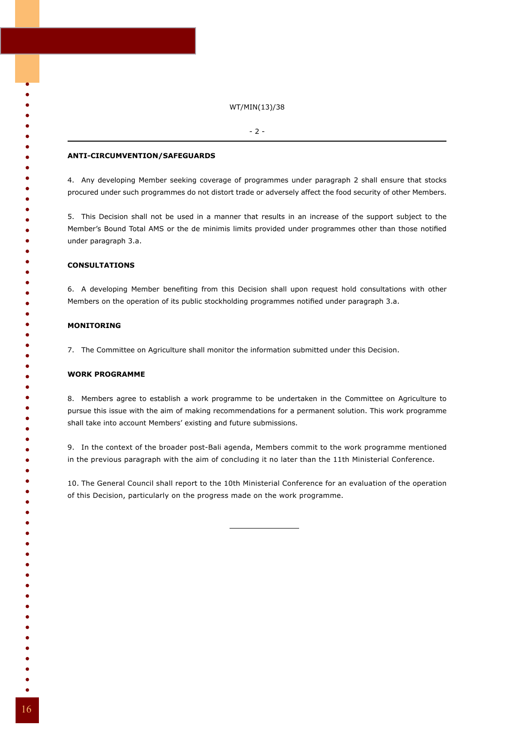## ANTI-CIRCUMVENTION/SAFEGUARDS

4. Any developing Member seeking coverage of programmes under paragraph 2 shall ensure that stocks procured under such programmes do not distort trade or adversely affect the food security of other Members.

5. This Decision shall not be used in a manner that results in an increase of the support subject to the Member's Bound Total AMS or the de minimis limits provided under programmes other than those notified under paragraph 3.a.

## CONSULTATIONS

6. A developing Member benefiting from this Decision shall upon request hold consultations with other Members on the operation of its public stockholding programmes notified under paragraph 3.a.

## MONITORING

7. The Committee on Agriculture shall monitor the information submitted under this Decision.

## WORK PROGRAMME

8. Members agree to establish a work programme to be undertaken in the Committee on Agriculture to pursue this issue with the aim of making recommendations for a permanent solution. This work programme shall take into account Members' existing and future submissions.

9. In the context of the broader post-Bali agenda, Members commit to the work programme mentioned in the previous paragraph with the aim of concluding it no later than the 11th Ministerial Conference.

10. The General Council shall report to the 10th Ministerial Conference for an evaluation of the operation of this Decision, particularly on the progress made on the work programme.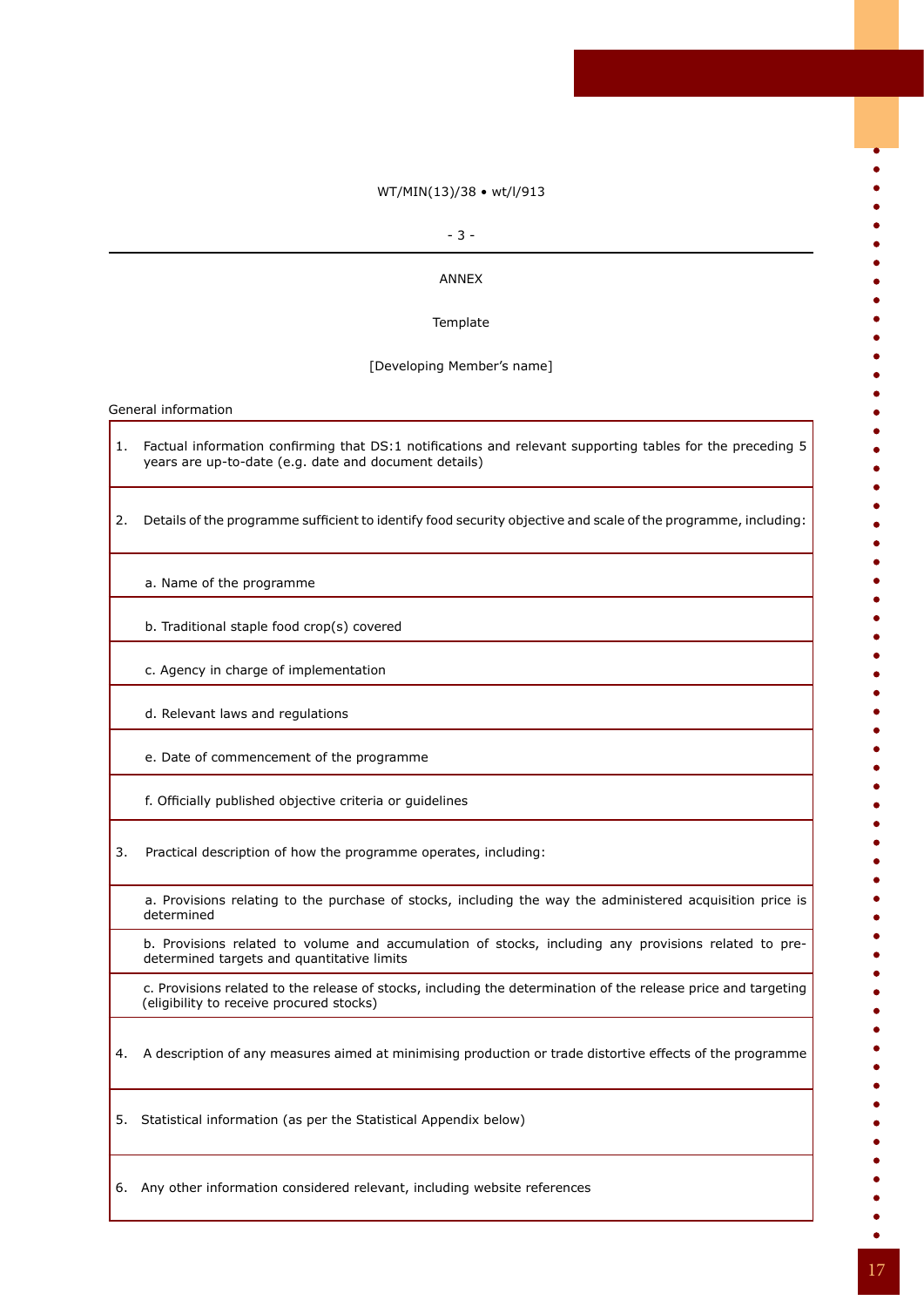WT/MIN(13)/38 • wt/l/913

ANNEX

Template

[Developing Member's name]

General information

| |
|---|
| 1. Factual information confirming that DS:1 notifications and relevant supporting tables for the preceding 5 years are up-to-date (e.g. date and document details) |
| 2. Details of the programme sufficient to identify food security objective and scale of the programme, including: |
| a. Name of the programme |
| b. Traditional staple food crop(s) covered |
| c. Agency in charge of implementation |
| d. Relevant laws and regulations |
| e. Date of commencement of the programme |
| f. Officially published objective criteria or guidelines |
| 3. Practical description of how the programme operates, including: |
| a. Provisions relating to the purchase of stocks, including the way the administered acquisition price is determined |
| b. Provisions related to volume and accumulation of stocks, including any provisions related to pre-determined targets and quantitative limits |
| c. Provisions related to the release of stocks, including the determination of the release price and targeting (eligibility to receive procured stocks) |
| 4. A description of any measures aimed at minimising production or trade distortive effects of the programme |
| 5. Statistical information (as per the Statistical Appendix below) |
| 6. Any other information considered relevant, including website references |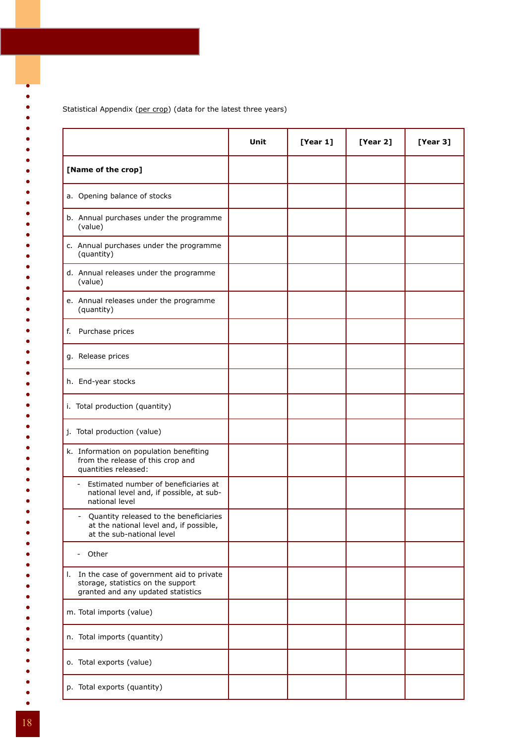Statistical Appendix (per crop) (data for the latest three years)

| | Unit | [Year 1] | [Year 2] | [Year 3] |
|---|---|---|---|---|
| **[Name of the crop]** | | | | |
| a. Opening balance of stocks | | | | |
| b. Annual purchases under the programme (value) | | | | |
| c. Annual purchases under the programme (quantity) | | | | |
| d. Annual releases under the programme (value) | | | | |
| e. Annual releases under the programme (quantity) | | | | |
| f. Purchase prices | | | | |
| g. Release prices | | | | |
| h. End-year stocks | | | | |
| i. Total production (quantity) | | | | |
| j. Total production (value) | | | | |
| k. Information on population benefiting from the release of this crop and quantities released: | | | | |
| - Estimated number of beneficiaries at national level and, if possible, at sub-national level | | | | |
| - Quantity released to the beneficiaries at the national level and, if possible, at the sub-national level | | | | |
| - Other | | | | |
| l. In the case of government aid to private storage, statistics on the support granted and any updated statistics | | | | |
| m. Total imports (value) | | | | |
| n. Total imports (quantity) | | | | |
| o. Total exports (value) | | | | |
| p. Total exports (quantity) | | | | |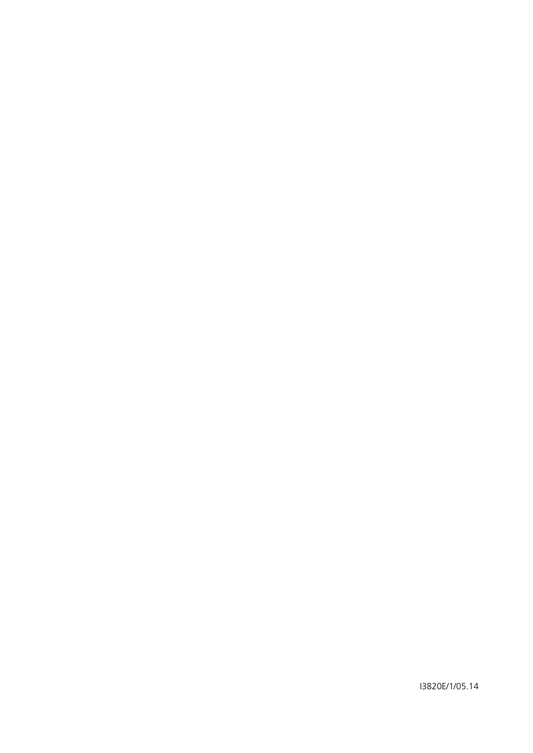I3820E/1/05.14